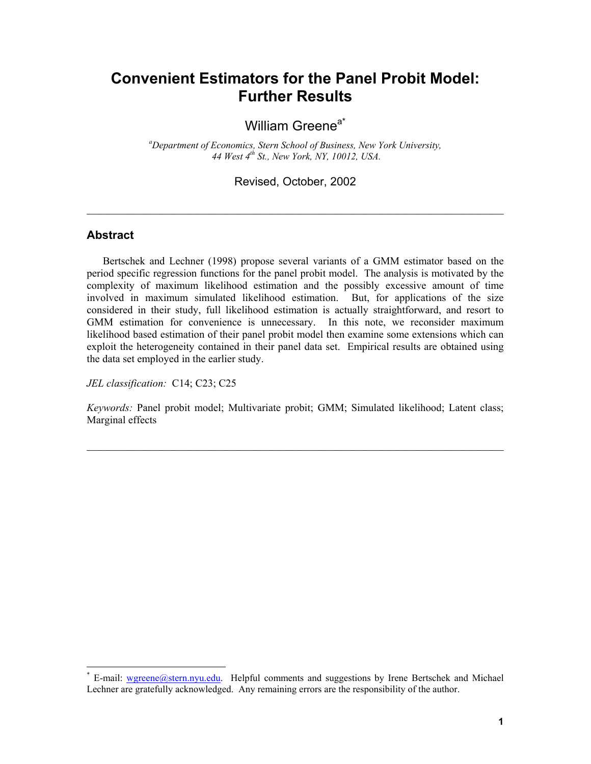# Convenient Estimators for the Panel Probit Model: Further Results

William Greene[a*]

[a]*Department of Economics, Stern School of Business, New York University, 44 West 4th St., New York, NY, 10012, USA.*

Revised, October, 2002

---

## Abstract

Bertschek and Lechner (1998) propose several variants of a GMM estimator based on the period specific regression functions for the panel probit model. The analysis is motivated by the complexity of maximum likelihood estimation and the possibly excessive amount of time involved in maximum simulated likelihood estimation. But, for applications of the size considered in their study, full likelihood estimation is actually straightforward, and resort to GMM estimation for convenience is unnecessary. In this note, we reconsider maximum likelihood based estimation of their panel probit model then examine some extensions which can exploit the heterogeneity contained in their panel data set. Empirical results are obtained using the data set employed in the earlier study.

*JEL classification:* C14; C23; C25

*Keywords:* Panel probit model; Multivariate probit; GMM; Simulated likelihood; Latent class; Marginal effects

---

[*] E-mail: wgreene@stern.nyu.edu. Helpful comments and suggestions by Irene Bertschek and Michael Lechner are gratefully acknowledged. Any remaining errors are the responsibility of the author.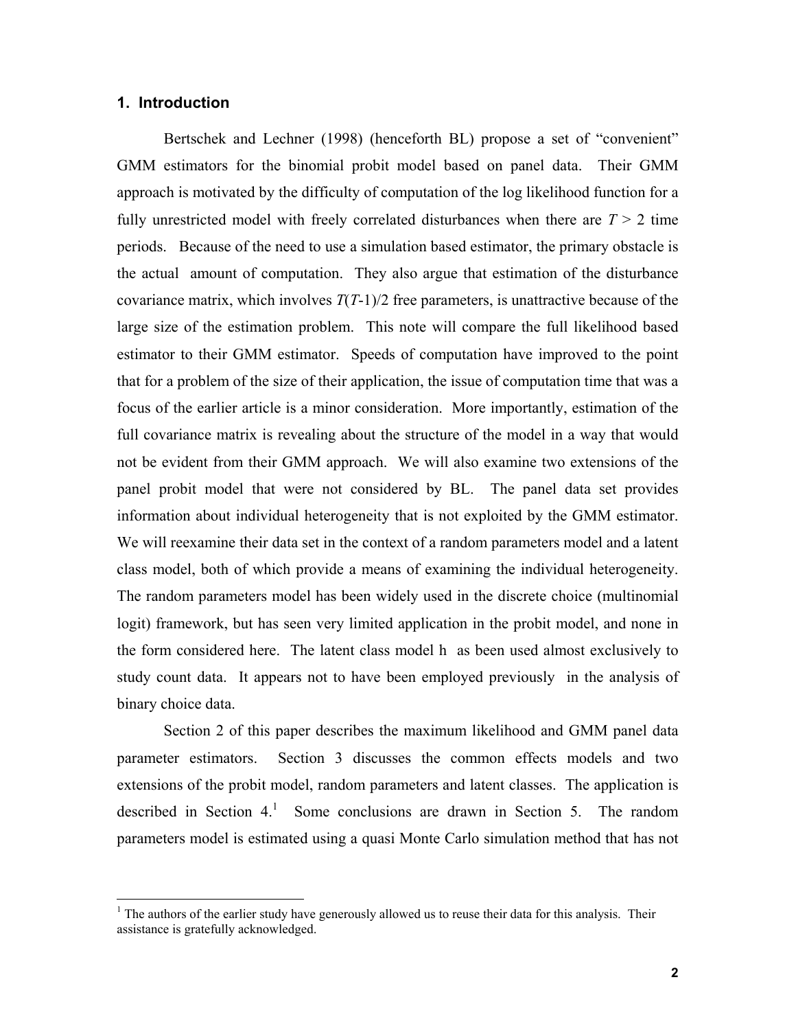## 1. Introduction

Bertschek and Lechner (1998) (henceforth BL) propose a set of "convenient" GMM estimators for the binomial probit model based on panel data. Their GMM approach is motivated by the difficulty of computation of the log likelihood function for a fully unrestricted model with freely correlated disturbances when there are $T > 2$ time periods. Because of the need to use a simulation based estimator, the primary obstacle is the actual amount of computation. They also argue that estimation of the disturbance covariance matrix, which involves $T(T-1)/2$ free parameters, is unattractive because of the large size of the estimation problem. This note will compare the full likelihood based estimator to their GMM estimator. Speeds of computation have improved to the point that for a problem of the size of their application, the issue of computation time that was a focus of the earlier article is a minor consideration. More importantly, estimation of the full covariance matrix is revealing about the structure of the model in a way that would not be evident from their GMM approach. We will also examine two extensions of the panel probit model that were not considered by BL. The panel data set provides information about individual heterogeneity that is not exploited by the GMM estimator. We will reexamine their data set in the context of a random parameters model and a latent class model, both of which provide a means of examining the individual heterogeneity. The random parameters model has been widely used in the discrete choice (multinomial logit) framework, but has seen very limited application in the probit model, and none in the form considered here. The latent class model h as been used almost exclusively to study count data. It appears not to have been employed previously in the analysis of binary choice data.

Section 2 of this paper describes the maximum likelihood and GMM panel data parameter estimators. Section 3 discusses the common effects models and two extensions of the probit model, random parameters and latent classes. The application is described in Section 4.[1] Some conclusions are drawn in Section 5. The random parameters model is estimated using a quasi Monte Carlo simulation method that has not

[1] The authors of the earlier study have generously allowed us to reuse their data for this analysis. Their assistance is gratefully acknowledged.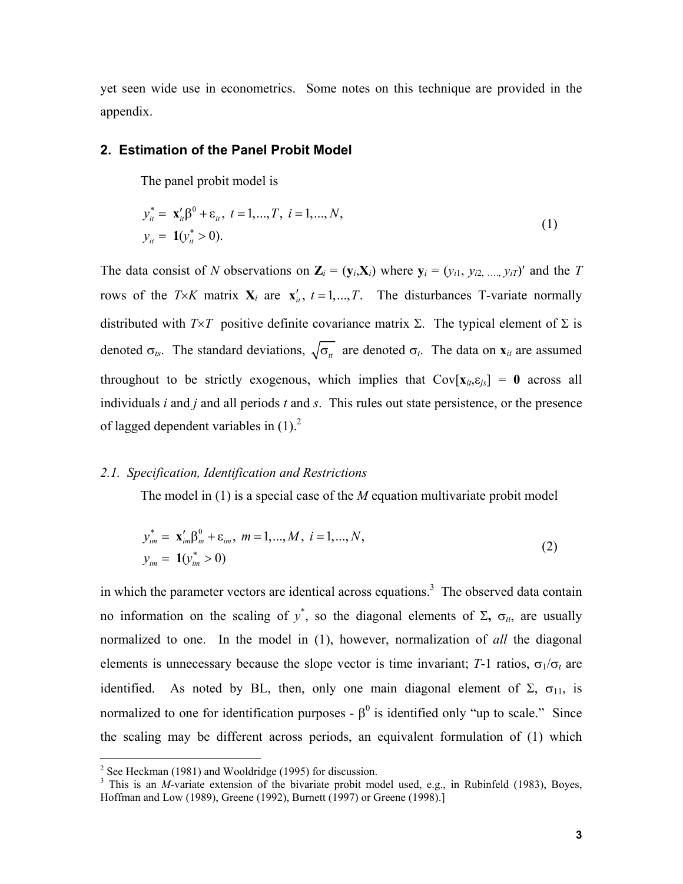yet seen wide use in econometrics. Some notes on this technique are provided in the appendix.

## 2. Estimation of the Panel Probit Model

The panel probit model is

$$
\begin{aligned}
y_{it}^* &= \mathbf{x}_{it}'\beta^0 + \varepsilon_{it},\ t = 1,...,T,\ i = 1,...,N, \\
y_{it} &= \mathbf{1}(y_{it}^* > 0).
\end{aligned} \tag{1}
$$

The data consist of $N$ observations on $\mathbf{Z}_i = (\mathbf{y}_i, \mathbf{X}_i)$ where $\mathbf{y}_i = (y_{i1}, y_{i2}, ..., y_{iT})'$ and the $T$ rows of the $T \times K$ matrix $\mathbf{X}_i$ are $\mathbf{x}_{it}'$, $t = 1,...,T$. The disturbances T-variate normally distributed with $T \times T$ positive definite covariance matrix $\Sigma$. The typical element of $\Sigma$ is denoted $\sigma_{ts}$. The standard deviations, $\sqrt{\sigma_{tt}}$ are denoted $\sigma_t$. The data on $\mathbf{x}_{it}$ are assumed throughout to be strictly exogenous, which implies that $\text{Cov}[\mathbf{x}_{it}, \varepsilon_{js}] = \mathbf{0}$ across all individuals $i$ and $j$ and all periods $t$ and $s$. This rules out state persistence, or the presence of lagged dependent variables in (1).[2]

### *2.1. Specification, Identification and Restrictions*

The model in (1) is a special case of the $M$ equation multivariate probit model

$$
\begin{aligned}
y_{im}^* &= \mathbf{x}_{im}'\beta_m^0 + \varepsilon_{im},\ m = 1,...,M,\ i = 1,...,N, \\
y_{im} &= \mathbf{1}(y_{im}^* > 0)
\end{aligned} \tag{2}
$$

in which the parameter vectors are identical across equations.[3] The observed data contain no information on the scaling of $y^*$, so the diagonal elements of $\Sigma$, $\sigma_{tt}$, are usually normalized to one. In the model in (1), however, normalization of *all* the diagonal elements is unnecessary because the slope vector is time invariant; $T$-1 ratios, $\sigma_1/\sigma_t$ are identified. As noted by BL, then, only one main diagonal element of $\Sigma$, $\sigma_{11}$, is normalized to one for identification purposes - $\beta^0$ is identified only "up to scale." Since the scaling may be different across periods, an equivalent formulation of (1) which

---

[2] See Heckman (1981) and Wooldridge (1995) for discussion.

[3] This is an $M$-variate extension of the bivariate probit model used, e.g., in Rubinfeld (1983), Boyes, Hoffman and Low (1989), Greene (1992), Burnett (1997) or Greene (1998).]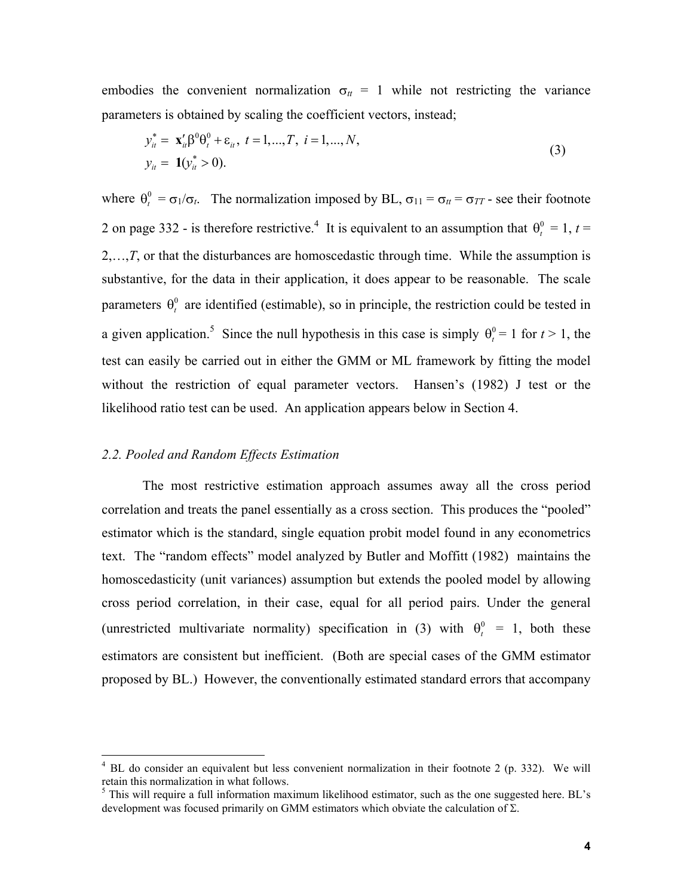embodies the convenient normalization $\sigma_{tt} = 1$ while not restricting the variance parameters is obtained by scaling the coefficient vectors, instead;

$$
\begin{aligned}
y_{it}^{*} &= \mathbf{x}_{it}'\beta^{0}\theta_{t}^{0} + \varepsilon_{it},\ t = 1,...,T,\ i = 1,...,N, \\
y_{it} &= \mathbf{1}(y_{it}^{*} > 0).
\end{aligned}
\tag{3}
$$

where $\theta_{t}^{0} = \sigma_{1}/\sigma_{t}$. The normalization imposed by BL, $\sigma_{11} = \sigma_{tt} = \sigma_{TT}$ - see their footnote 2 on page 332 - is therefore restrictive.[4] It is equivalent to an assumption that $\theta_{t}^{0} = 1$, $t = 2,\ldots,T$, or that the disturbances are homoscedastic through time. While the assumption is substantive, for the data in their application, it does appear to be reasonable. The scale parameters $\theta_{t}^{0}$ are identified (estimable), so in principle, the restriction could be tested in a given application.[5] Since the null hypothesis in this case is simply $\theta_{t}^{0} = 1$ for $t > 1$, the test can easily be carried out in either the GMM or ML framework by fitting the model without the restriction of equal parameter vectors. Hansen's (1982) J test or the likelihood ratio test can be used. An application appears below in Section 4.

### *2.2. Pooled and Random Effects Estimation*

The most restrictive estimation approach assumes away all the cross period correlation and treats the panel essentially as a cross section. This produces the "pooled" estimator which is the standard, single equation probit model found in any econometrics text. The "random effects" model analyzed by Butler and Moffitt (1982) maintains the homoscedasticity (unit variances) assumption but extends the pooled model by allowing cross period correlation, in their case, equal for all period pairs. Under the general (unrestricted multivariate normality) specification in (3) with $\theta_{t}^{0} = 1$, both these estimators are consistent but inefficient. (Both are special cases of the GMM estimator proposed by BL.) However, the conventionally estimated standard errors that accompany

---

[4] BL do consider an equivalent but less convenient normalization in their footnote 2 (p. 332). We will retain this normalization in what follows.

[5] This will require a full information maximum likelihood estimator, such as the one suggested here. BL's development was focused primarily on GMM estimators which obviate the calculation of $\Sigma$.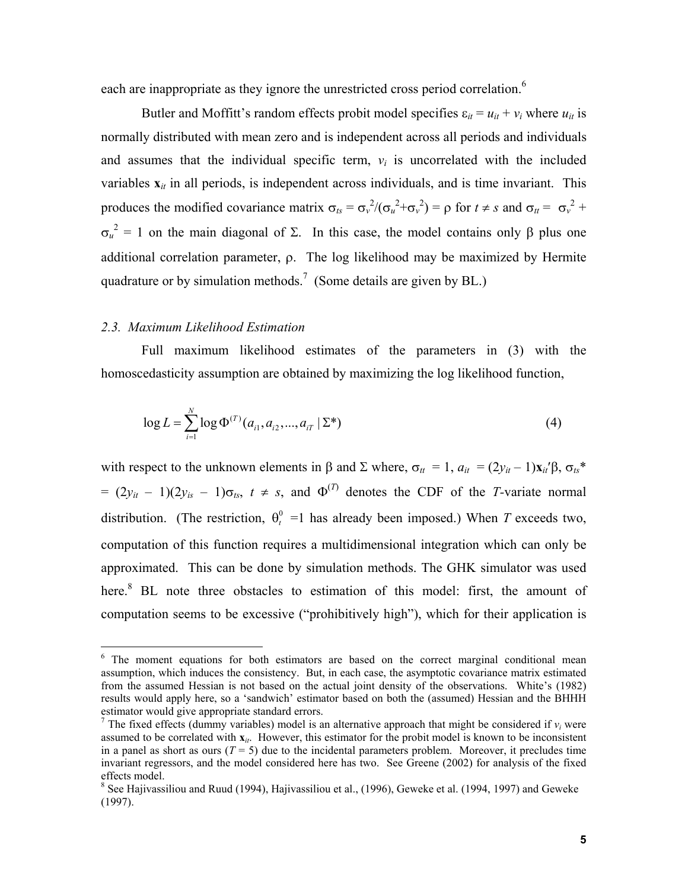each are inappropriate as they ignore the unrestricted cross period correlation.[6]

Butler and Moffitt's random effects probit model specifies $\varepsilon_{it} = u_{it} + v_i$ where $u_{it}$ is normally distributed with mean zero and is independent across all periods and individuals and assumes that the individual specific term, $v_i$ is uncorrelated with the included variables $\mathbf{x}_{it}$ in all periods, is independent across individuals, and is time invariant. This produces the modified covariance matrix $\sigma_{ts} = \sigma_v^2/(\sigma_u^2+\sigma_v^2) = \rho$ for $t \neq s$ and $\sigma_{tt} = \sigma_v^2 + \sigma_u^2 = 1$ on the main diagonal of $\Sigma$. In this case, the model contains only $\beta$ plus one additional correlation parameter, $\rho$. The log likelihood may be maximized by Hermite quadrature or by simulation methods.[7] (Some details are given by BL.)

### *2.3. Maximum Likelihood Estimation*

Full maximum likelihood estimates of the parameters in (3) with the homoscedasticity assumption are obtained by maximizing the log likelihood function,

$$\log L = \sum_{i=1}^{N} \log \Phi^{(T)}(a_{i1}, a_{i2}, ..., a_{iT} \mid \Sigma^*) \tag{4}$$

with respect to the unknown elements in $\beta$ and $\Sigma$ where, $\sigma_{tt} = 1$, $a_{it} = (2y_{it} - 1)\mathbf{x}_{it}'\beta$, $\sigma_{ts}^* = (2y_{it} - 1)(2y_{is} - 1)\sigma_{ts}$, $t \neq s$, and $\Phi^{(T)}$ denotes the CDF of the $T$-variate normal distribution. (The restriction, $\theta_t^0 = 1$ has already been imposed.) When $T$ exceeds two, computation of this function requires a multidimensional integration which can only be approximated. This can be done by simulation methods. The GHK simulator was used here.[8] BL note three obstacles to estimation of this model: first, the amount of computation seems to be excessive ("prohibitively high"), which for their application is

---

[6] The moment equations for both estimators are based on the correct marginal conditional mean assumption, which induces the consistency. But, in each case, the asymptotic covariance matrix estimated from the assumed Hessian is not based on the actual joint density of the observations. White's (1982) results would apply here, so a 'sandwich' estimator based on both the (assumed) Hessian and the BHHH estimator would give appropriate standard errors.

[7] The fixed effects (dummy variables) model is an alternative approach that might be considered if $v_i$ were assumed to be correlated with $\mathbf{x}_{it}$. However, this estimator for the probit model is known to be inconsistent in a panel as short as ours ($T = 5$) due to the incidental parameters problem. Moreover, it precludes time invariant regressors, and the model considered here has two. See Greene (2002) for analysis of the fixed effects model.

[8] See Hajivassiliou and Ruud (1994), Hajivassiliou et al., (1996), Geweke et al. (1994, 1997) and Geweke (1997).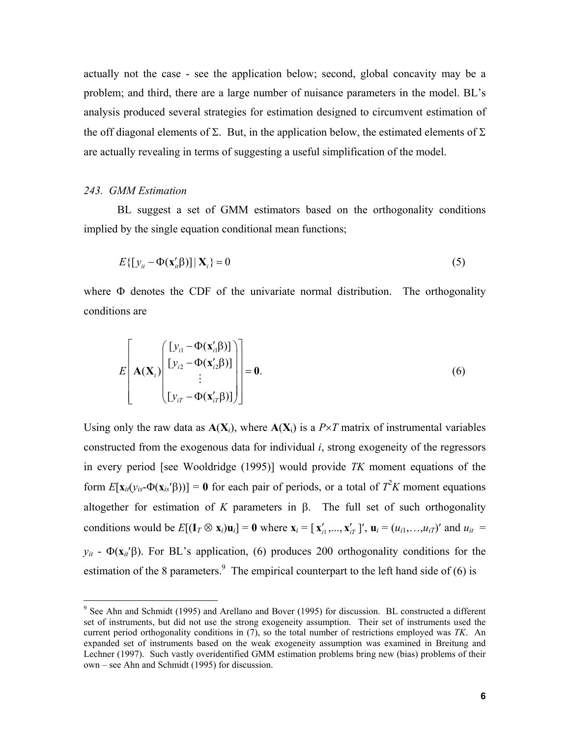actually not the case - see the application below; second, global concavity may be a problem; and third, there are a large number of nuisance parameters in the model. BL's analysis produced several strategies for estimation designed to circumvent estimation of the off diagonal elements of $\Sigma$. But, in the application below, the estimated elements of $\Sigma$ are actually revealing in terms of suggesting a useful simplification of the model.

*243. GMM Estimation*

BL suggest a set of GMM estimators based on the orthogonality conditions implied by the single equation conditional mean functions;

$$E\{[y_{it} - \Phi(\mathbf{x}_{it}'\beta)] \mid \mathbf{X}_i\} = 0 \tag{5}$$

where $\Phi$ denotes the CDF of the univariate normal distribution. The orthogonality conditions are

$$E\left[\mathbf{A}(\mathbf{X}_i)\begin{pmatrix}[y_{i1} - \Phi(\mathbf{x}_{i1}'\beta)] \\ [y_{i2} - \Phi(\mathbf{x}_{i2}'\beta)] \\ \vdots \\ [y_{iT} - \Phi(\mathbf{x}_{iT}'\beta)]\end{pmatrix}\right] = \mathbf{0}. \tag{6}$$

Using only the raw data as $\mathbf{A}(\mathbf{X}_i)$, where $\mathbf{A}(\mathbf{X}_i)$ is a $P\times T$ matrix of instrumental variables constructed from the exogenous data for individual $i$, strong exogeneity of the regressors in every period [see Wooldridge (1995)] would provide $TK$ moment equations of the form $E[\mathbf{x}_{it}(y_{is}\text{-}\Phi(\mathbf{x}_{is}'\beta))] = \mathbf{0}$ for each pair of periods, or a total of $T^2K$ moment equations altogether for estimation of $K$ parameters in $\beta$. The full set of such orthogonality conditions would be $E[(\mathbf{I}_T \otimes \mathbf{x}_i)\mathbf{u}_i] = \mathbf{0}$ where $\mathbf{x}_i = [\mathbf{x}_{i1}',\ldots,\mathbf{x}_{iT}']'$, $\mathbf{u}_i = (u_{i1},\ldots,u_{iT})'$ and $u_{it} = y_{it} - \Phi(\mathbf{x}_{it}'\beta)$. For BL's application, (6) produces 200 orthogonality conditions for the estimation of the 8 parameters.[9] The empirical counterpart to the left hand side of (6) is

---

[9] See Ahn and Schmidt (1995) and Arellano and Bover (1995) for discussion. BL constructed a different set of instruments, but did not use the strong exogeneity assumption. Their set of instruments used the current period orthogonality conditions in (7), so the total number of restrictions employed was $TK$. An expanded set of instruments based on the weak exogeneity assumption was examined in Breitung and Lechner (1997). Such vastly overidentified GMM estimation problems bring new (bias) problems of their own – see Ahn and Schmidt (1995) for discussion.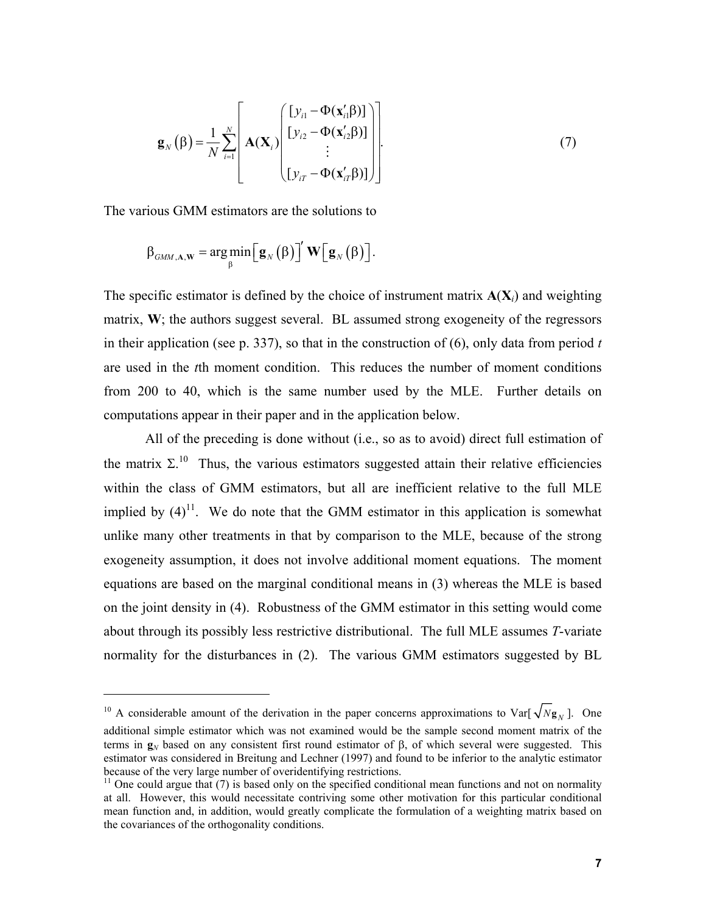$$\mathbf{g}_N(\beta) = \frac{1}{N}\sum_{i=1}^{N}\left[\mathbf{A}(\mathbf{X}_i)\begin{pmatrix}[y_{i1} - \Phi(\mathbf{x}_{i1}'\beta)] \\ [y_{i2} - \Phi(\mathbf{x}_{i2}'\beta)] \\ \vdots \\ [y_{iT} - \Phi(\mathbf{x}_{iT}'\beta)]\end{pmatrix}\right]. \tag{7}$$

The various GMM estimators are the solutions to

$$\beta_{GMM,\mathbf{A},\mathbf{W}} = \arg\min_{\beta}\left[\mathbf{g}_N(\beta)\right]'\mathbf{W}\left[\mathbf{g}_N(\beta)\right].$$

The specific estimator is defined by the choice of instrument matrix $\mathbf{A}(\mathbf{X}_i)$ and weighting matrix, $\mathbf{W}$; the authors suggest several. BL assumed strong exogeneity of the regressors in their application (see p. 337), so that in the construction of (6), only data from period $t$ are used in the $t$th moment condition. This reduces the number of moment conditions from 200 to 40, which is the same number used by the MLE. Further details on computations appear in their paper and in the application below.

All of the preceding is done without (i.e., so as to avoid) direct full estimation of the matrix $\Sigma$.[10] Thus, the various estimators suggested attain their relative efficiencies within the class of GMM estimators, but all are inefficient relative to the full MLE implied by (4)[11]. We do note that the GMM estimator in this application is somewhat unlike many other treatments in that by comparison to the MLE, because of the strong exogeneity assumption, it does not involve additional moment equations. The moment equations are based on the marginal conditional means in (3) whereas the MLE is based on the joint density in (4). Robustness of the GMM estimator in this setting would come about through its possibly less restrictive distributional. The full MLE assumes $T$-variate normality for the disturbances in (2). The various GMM estimators suggested by BL

---

[10] A considerable amount of the derivation in the paper concerns approximations to Var[$\sqrt{N}\mathbf{g}_N$]. One additional simple estimator which was not examined would be the sample second moment matrix of the terms in $\mathbf{g}_N$ based on any consistent first round estimator of $\beta$, of which several were suggested. This estimator was considered in Breitung and Lechner (1997) and found to be inferior to the analytic estimator because of the very large number of overidentifying restrictions.

[11] One could argue that (7) is based only on the specified conditional mean functions and not on normality at all. However, this would necessitate contriving some other motivation for this particular conditional mean function and, in addition, would greatly complicate the formulation of a weighting matrix based on the covariances of the orthogonality conditions.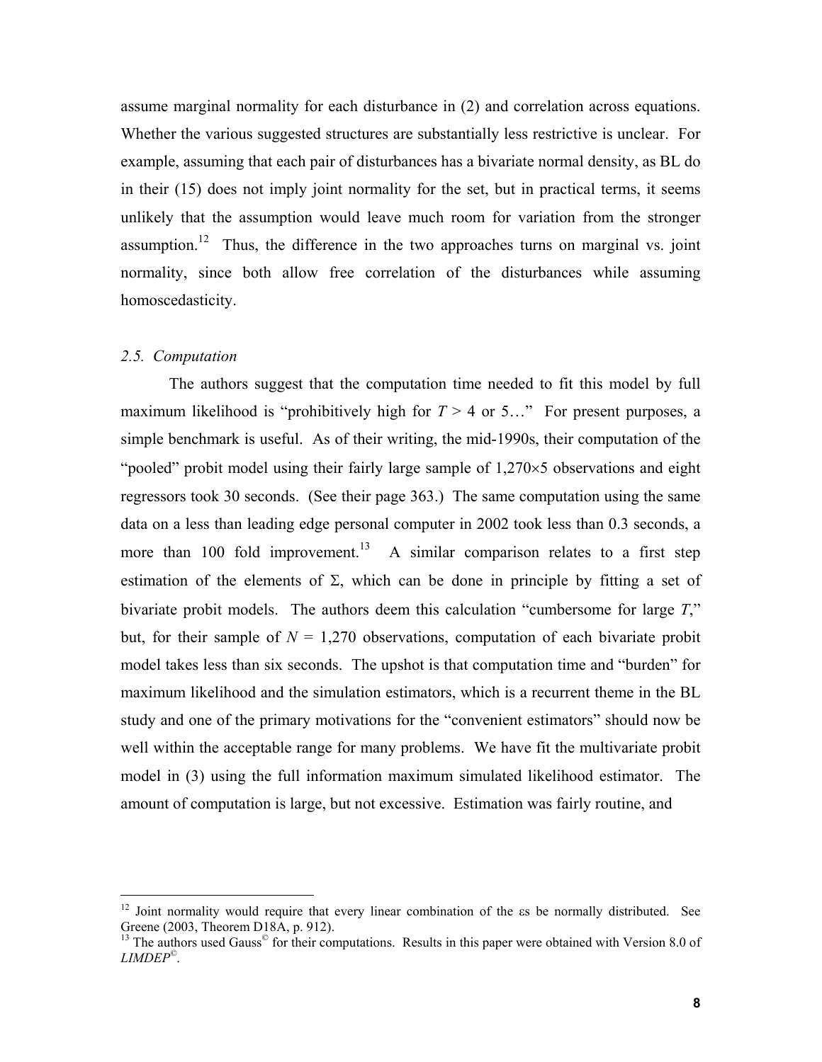assume marginal normality for each disturbance in (2) and correlation across equations. Whether the various suggested structures are substantially less restrictive is unclear. For example, assuming that each pair of disturbances has a bivariate normal density, as BL do in their (15) does not imply joint normality for the set, but in practical terms, it seems unlikely that the assumption would leave much room for variation from the stronger assumption.[12] Thus, the difference in the two approaches turns on marginal vs. joint normality, since both allow free correlation of the disturbances while assuming homoscedasticity.

### *2.5. Computation*

The authors suggest that the computation time needed to fit this model by full maximum likelihood is "prohibitively high for $T > 4$ or 5…" For present purposes, a simple benchmark is useful. As of their writing, the mid-1990s, their computation of the "pooled" probit model using their fairly large sample of $1{,}270 \times 5$ observations and eight regressors took 30 seconds. (See their page 363.) The same computation using the same data on a less than leading edge personal computer in 2002 took less than 0.3 seconds, a more than 100 fold improvement.[13] A similar comparison relates to a first step estimation of the elements of $\Sigma$, which can be done in principle by fitting a set of bivariate probit models. The authors deem this calculation "cumbersome for large $T$," but, for their sample of $N = 1{,}270$ observations, computation of each bivariate probit model takes less than six seconds. The upshot is that computation time and "burden" for maximum likelihood and the simulation estimators, which is a recurrent theme in the BL study and one of the primary motivations for the "convenient estimators" should now be well within the acceptable range for many problems. We have fit the multivariate probit model in (3) using the full information maximum simulated likelihood estimator. The amount of computation is large, but not excessive. Estimation was fairly routine, and

---

[12] Joint normality would require that every linear combination of the $\varepsilon$s be normally distributed. See Greene (2003, Theorem D18A, p. 912).

[13] The authors used Gauss© for their computations. Results in this paper were obtained with Version 8.0 of *LIMDEP*©.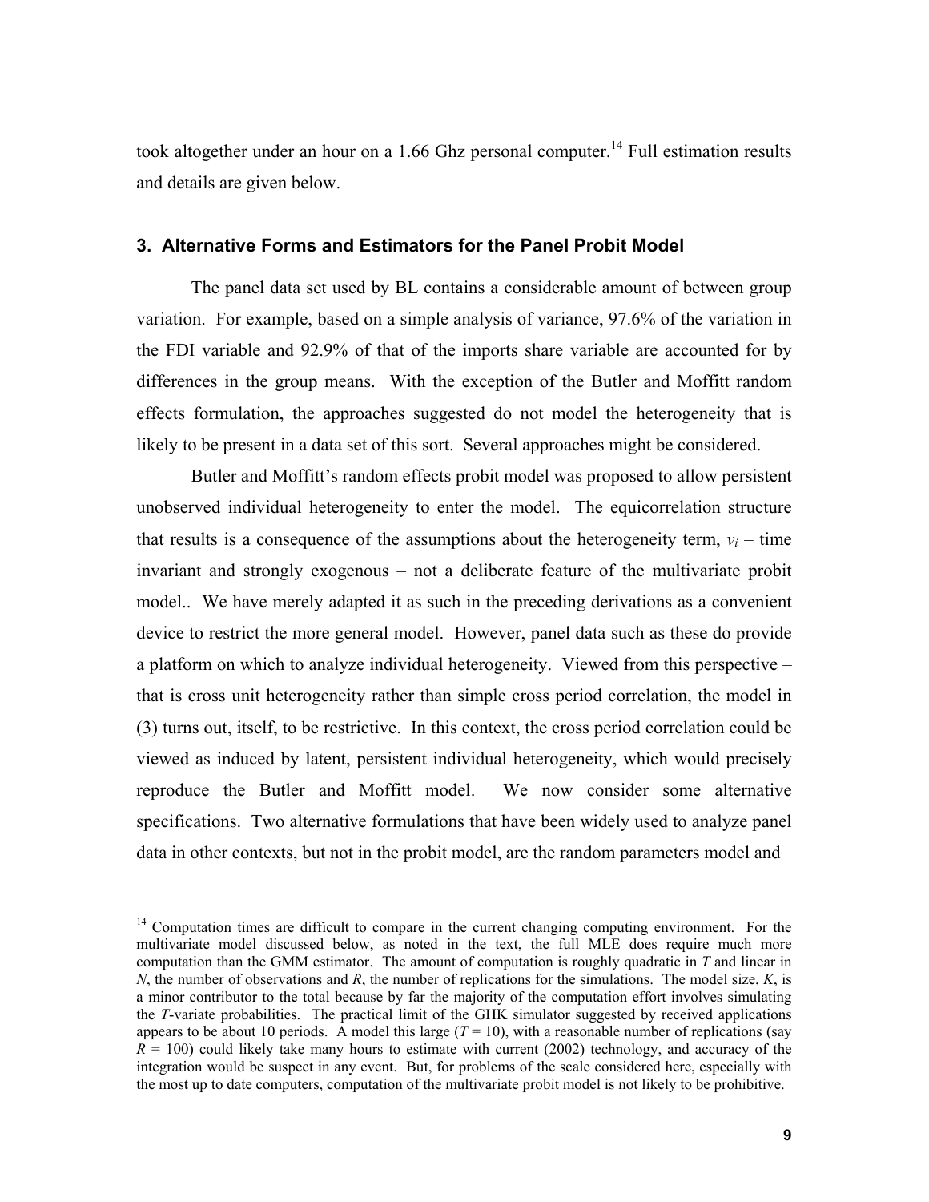took altogether under an hour on a 1.66 Ghz personal computer.[14] Full estimation results and details are given below.

### 3. Alternative Forms and Estimators for the Panel Probit Model

The panel data set used by BL contains a considerable amount of between group variation. For example, based on a simple analysis of variance, 97.6% of the variation in the FDI variable and 92.9% of that of the imports share variable are accounted for by differences in the group means. With the exception of the Butler and Moffitt random effects formulation, the approaches suggested do not model the heterogeneity that is likely to be present in a data set of this sort. Several approaches might be considered.

Butler and Moffitt's random effects probit model was proposed to allow persistent unobserved individual heterogeneity to enter the model. The equicorrelation structure that results is a consequence of the assumptions about the heterogeneity term, $v_i$ – time invariant and strongly exogenous – not a deliberate feature of the multivariate probit model.. We have merely adapted it as such in the preceding derivations as a convenient device to restrict the more general model. However, panel data such as these do provide a platform on which to analyze individual heterogeneity. Viewed from this perspective – that is cross unit heterogeneity rather than simple cross period correlation, the model in (3) turns out, itself, to be restrictive. In this context, the cross period correlation could be viewed as induced by latent, persistent individual heterogeneity, which would precisely reproduce the Butler and Moffitt model. We now consider some alternative specifications. Two alternative formulations that have been widely used to analyze panel data in other contexts, but not in the probit model, are the random parameters model and

---

[14] Computation times are difficult to compare in the current changing computing environment. For the multivariate model discussed below, as noted in the text, the full MLE does require much more computation than the GMM estimator. The amount of computation is roughly quadratic in $T$ and linear in $N$, the number of observations and $R$, the number of replications for the simulations. The model size, $K$, is a minor contributor to the total because by far the majority of the computation effort involves simulating the $T$-variate probabilities. The practical limit of the GHK simulator suggested by received applications appears to be about 10 periods. A model this large ($T = 10$), with a reasonable number of replications (say $R = 100$) could likely take many hours to estimate with current (2002) technology, and accuracy of the integration would be suspect in any event. But, for problems of the scale considered here, especially with the most up to date computers, computation of the multivariate probit model is not likely to be prohibitive.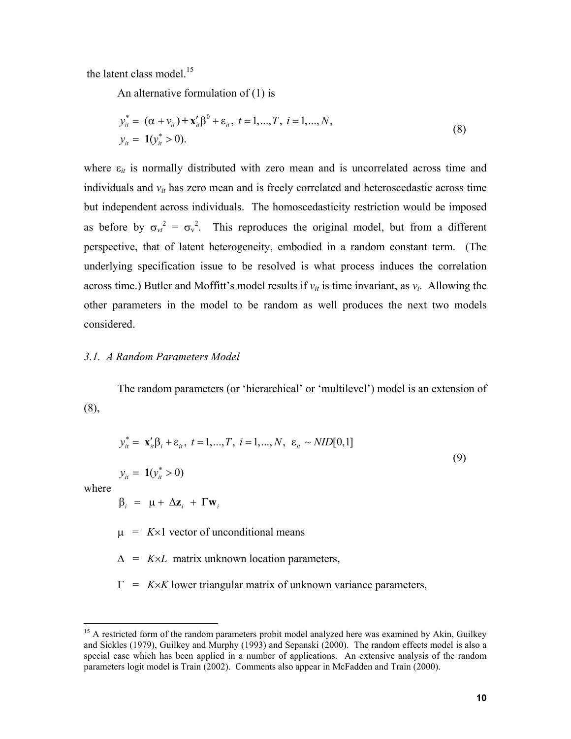the latent class model.[15]

An alternative formulation of (1) is

$$
\begin{aligned}
y_{it}^* &= (\alpha + v_{it}) + \mathbf{x}_{it}'\beta^0 + \varepsilon_{it},\ t = 1,...,T,\ i = 1,...,N, \\
y_{it} &= \mathbf{1}(y_{it}^* > 0).
\end{aligned}
\tag{8}
$$

where $\varepsilon_{it}$ is normally distributed with zero mean and is uncorrelated across time and individuals and $v_{it}$ has zero mean and is freely correlated and heteroscedastic across time but independent across individuals. The homoscedasticity restriction would be imposed as before by $\sigma_{vt}^2 = \sigma_v^2$. This reproduces the original model, but from a different perspective, that of latent heterogeneity, embodied in a random constant term. (The underlying specification issue to be resolved is what process induces the correlation across time.) Butler and Moffitt's model results if $v_{it}$ is time invariant, as $v_i$. Allowing the other parameters in the model to be random as well produces the next two models considered.

### *3.1. A Random Parameters Model*

The random parameters (or 'hierarchical' or 'multilevel') model is an extension of (8),

$$
\begin{aligned}
y_{it}^* &= \mathbf{x}_{it}'\beta_i + \varepsilon_{it},\ t = 1,...,T,\ i = 1,...,N,\ \ \varepsilon_{it} \sim NID[0,1] \\
y_{it} &= \mathbf{1}(y_{it}^* > 0)
\end{aligned}
\tag{9}
$$

where

$\beta_i \ = \ \mu + \Delta\mathbf{z}_i + \Gamma\mathbf{w}_i$

$\mu \ = \ K\times 1$ vector of unconditional means

$\Delta \ = \ K\times L$ matrix unknown location parameters,

$\Gamma \ = \ K\times K$ lower triangular matrix of unknown variance parameters,

---

[15] A restricted form of the random parameters probit model analyzed here was examined by Akin, Guilkey and Sickles (1979), Guilkey and Murphy (1993) and Sepanski (2000). The random effects model is also a special case which has been applied in a number of applications. An extensive analysis of the random parameters logit model is Train (2002). Comments also appear in McFadden and Train (2000).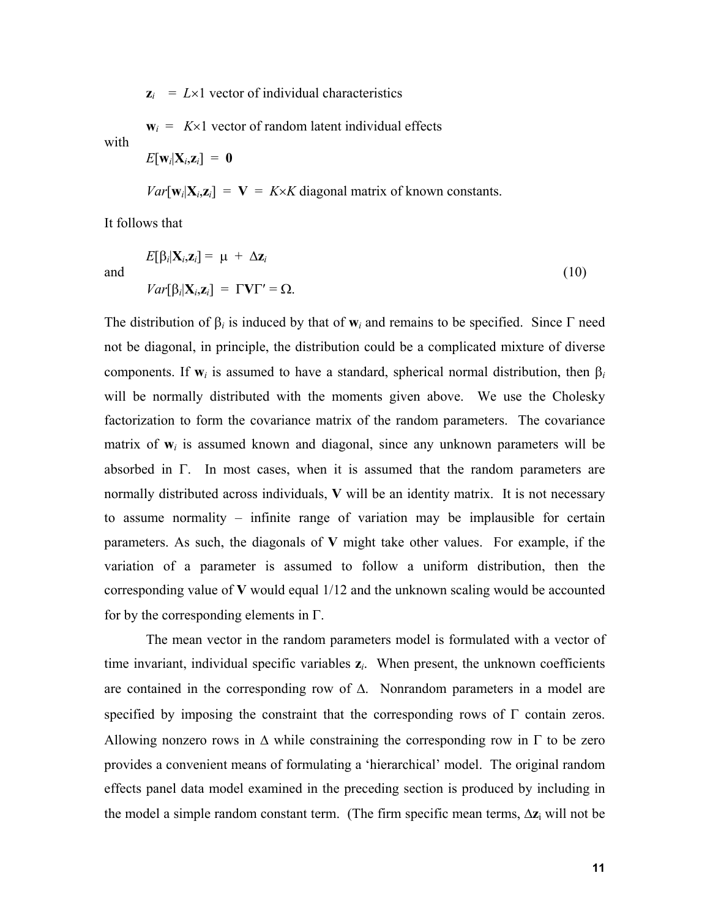$\mathbf{z}_i$ = $L\times 1$ vector of individual characteristics

$\mathbf{w}_i$ = $K\times 1$ vector of random latent individual effects

with

$$E[\mathbf{w}_i|\mathbf{X}_i,\mathbf{z}_i] = \mathbf{0}$$

$$Var[\mathbf{w}_i|\mathbf{X}_i,\mathbf{z}_i] = \mathbf{V} = K\times K \text{ diagonal matrix of known constants.}$$

It follows that

$$E[\beta_i|\mathbf{X}_i,\mathbf{z}_i] = \mu + \Delta\mathbf{z}_i$$

and

$$Var[\beta_i|\mathbf{X}_i,\mathbf{z}_i] = \Gamma\mathbf{V}\Gamma' = \Omega. \tag{10}$$

The distribution of $\beta_i$ is induced by that of $\mathbf{w}_i$ and remains to be specified. Since $\Gamma$ need not be diagonal, in principle, the distribution could be a complicated mixture of diverse components. If $\mathbf{w}_i$ is assumed to have a standard, spherical normal distribution, then $\beta_i$ will be normally distributed with the moments given above. We use the Cholesky factorization to form the covariance matrix of the random parameters. The covariance matrix of $\mathbf{w}_i$ is assumed known and diagonal, since any unknown parameters will be absorbed in $\Gamma$. In most cases, when it is assumed that the random parameters are normally distributed across individuals, $\mathbf{V}$ will be an identity matrix. It is not necessary to assume normality – infinite range of variation may be implausible for certain parameters. As such, the diagonals of $\mathbf{V}$ might take other values. For example, if the variation of a parameter is assumed to follow a uniform distribution, then the corresponding value of $\mathbf{V}$ would equal 1/12 and the unknown scaling would be accounted for by the corresponding elements in $\Gamma$.

The mean vector in the random parameters model is formulated with a vector of time invariant, individual specific variables $\mathbf{z}_i$. When present, the unknown coefficients are contained in the corresponding row of $\Delta$. Nonrandom parameters in a model are specified by imposing the constraint that the corresponding rows of $\Gamma$ contain zeros. Allowing nonzero rows in $\Delta$ while constraining the corresponding row in $\Gamma$ to be zero provides a convenient means of formulating a 'hierarchical' model. The original random effects panel data model examined in the preceding section is produced by including in the model a simple random constant term. (The firm specific mean terms, $\Delta\mathbf{z}_i$ will not be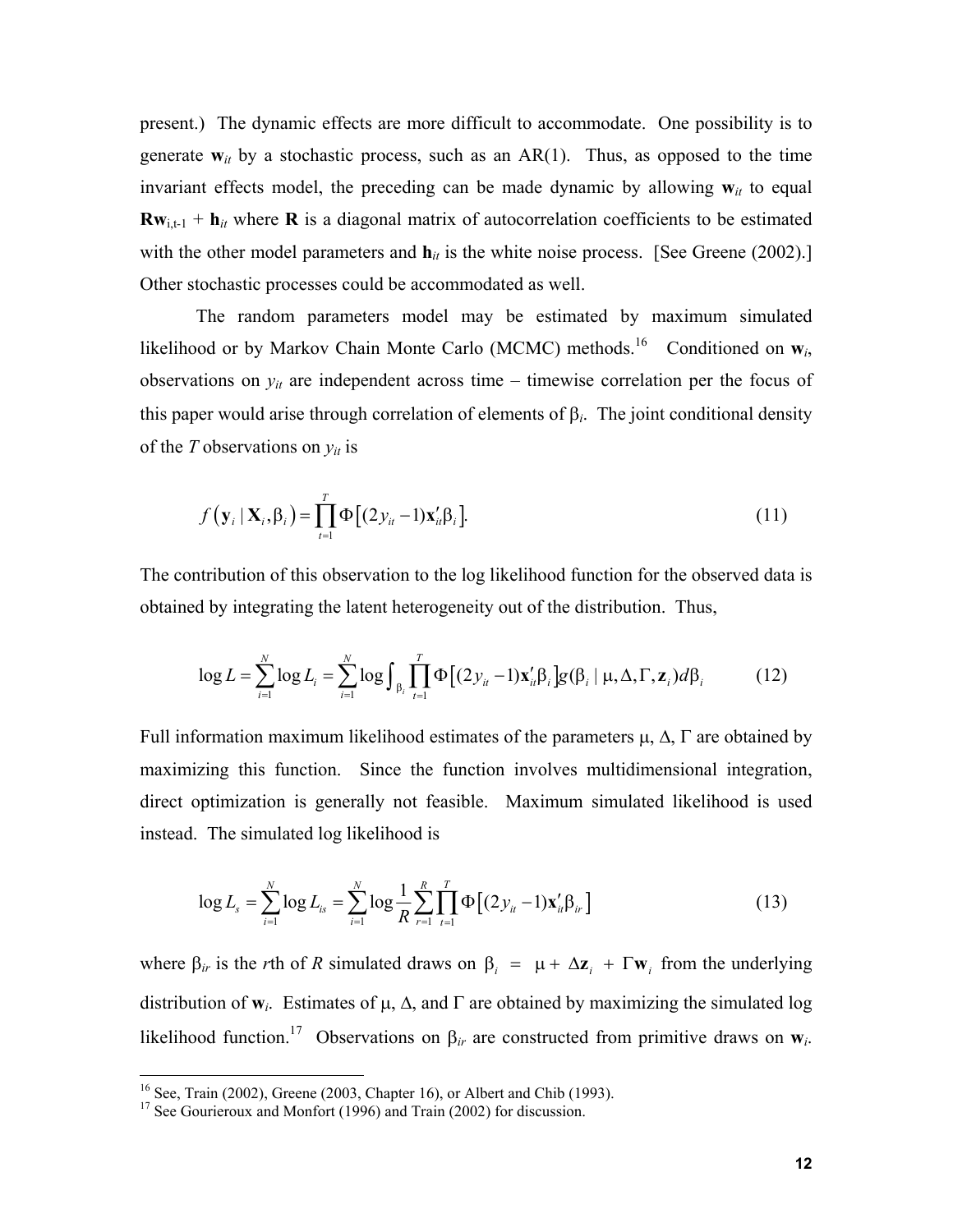present.) The dynamic effects are more difficult to accommodate. One possibility is to generate $\mathbf{w}_{it}$ by a stochastic process, such as an AR(1). Thus, as opposed to the time invariant effects model, the preceding can be made dynamic by allowing $\mathbf{w}_{it}$ to equal $\mathbf{R}\mathbf{w}_{i,t-1} + \mathbf{h}_{it}$ where $\mathbf{R}$ is a diagonal matrix of autocorrelation coefficients to be estimated with the other model parameters and $\mathbf{h}_{it}$ is the white noise process. [See Greene (2002).] Other stochastic processes could be accommodated as well.

The random parameters model may be estimated by maximum simulated likelihood or by Markov Chain Monte Carlo (MCMC) methods.[16] Conditioned on $\mathbf{w}_i$, observations on $y_{it}$ are independent across time – timewise correlation per the focus of this paper would arise through correlation of elements of $\beta_i$. The joint conditional density of the $T$ observations on $y_{it}$ is

$$f\left(\mathbf{y}_i \mid \mathbf{X}_i, \beta_i\right) = \prod_{t=1}^{T} \Phi\left[(2y_{it} - 1)\mathbf{x}_{it}'\beta_i\right]. \tag{11}$$

The contribution of this observation to the log likelihood function for the observed data is obtained by integrating the latent heterogeneity out of the distribution. Thus,

$$\log L = \sum_{i=1}^{N} \log L_i = \sum_{i=1}^{N} \log \int_{\beta_i} \prod_{t=1}^{T} \Phi\left[(2y_{it} - 1)\mathbf{x}_{it}'\beta_i\right] g(\beta_i \mid \mu, \Delta, \Gamma, \mathbf{z}_i) d\beta_i \tag{12}$$

Full information maximum likelihood estimates of the parameters $\mu$, $\Delta$, $\Gamma$ are obtained by maximizing this function. Since the function involves multidimensional integration, direct optimization is generally not feasible. Maximum simulated likelihood is used instead. The simulated log likelihood is

$$\log L_s = \sum_{i=1}^{N} \log L_{is} = \sum_{i=1}^{N} \log \frac{1}{R} \sum_{r=1}^{R} \prod_{t=1}^{T} \Phi\left[(2y_{it} - 1)\mathbf{x}_{it}'\beta_{ir}\right] \tag{13}$$

where $\beta_{ir}$ is the $r$th of $R$ simulated draws on $\beta_i = \mu + \Delta\mathbf{z}_i + \Gamma\mathbf{w}_i$ from the underlying distribution of $\mathbf{w}_i$. Estimates of $\mu$, $\Delta$, and $\Gamma$ are obtained by maximizing the simulated log likelihood function.[17] Observations on $\beta_{ir}$ are constructed from primitive draws on $\mathbf{w}_i$.

---

[16] See, Train (2002), Greene (2003, Chapter 16), or Albert and Chib (1993).

[17] See Gourieroux and Monfort (1996) and Train (2002) for discussion.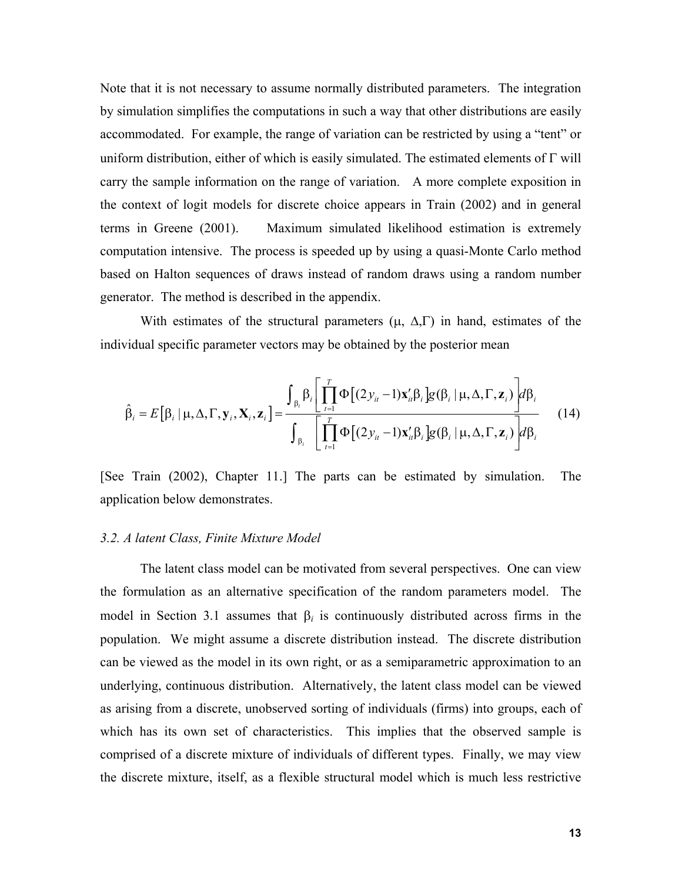Note that it is not necessary to assume normally distributed parameters. The integration by simulation simplifies the computations in such a way that other distributions are easily accommodated. For example, the range of variation can be restricted by using a "tent" or uniform distribution, either of which is easily simulated. The estimated elements of $\Gamma$ will carry the sample information on the range of variation. A more complete exposition in the context of logit models for discrete choice appears in Train (2002) and in general terms in Greene (2001). Maximum simulated likelihood estimation is extremely computation intensive. The process is speeded up by using a quasi-Monte Carlo method based on Halton sequences of draws instead of random draws using a random number generator. The method is described in the appendix.

With estimates of the structural parameters ($\mu$, $\Delta$,$\Gamma$) in hand, estimates of the individual specific parameter vectors may be obtained by the posterior mean

$$\hat{\beta}_i = E\left[\beta_i \mid \mu, \Delta, \Gamma, \mathbf{y}_i, \mathbf{X}_i, \mathbf{z}_i\right] = \frac{\int_{\beta_i} \beta_i \left[\prod_{t=1}^{T} \Phi\left[(2y_{it}-1)\mathbf{x}_{it}'\beta_i\right] g(\beta_i \mid \mu, \Delta, \Gamma, \mathbf{z}_i)\right] d\beta_i}{\int_{\beta_i} \left[\prod_{t=1}^{T} \Phi\left[(2y_{it}-1)\mathbf{x}_{it}'\beta_i\right] g(\beta_i \mid \mu, \Delta, \Gamma, \mathbf{z}_i)\right] d\beta_i} \tag{14}$$

[See Train (2002), Chapter 11.] The parts can be estimated by simulation. The application below demonstrates.

### *3.2. A latent Class, Finite Mixture Model*

The latent class model can be motivated from several perspectives. One can view the formulation as an alternative specification of the random parameters model. The model in Section 3.1 assumes that $\beta_i$ is continuously distributed across firms in the population. We might assume a discrete distribution instead. The discrete distribution can be viewed as the model in its own right, or as a semiparametric approximation to an underlying, continuous distribution. Alternatively, the latent class model can be viewed as arising from a discrete, unobserved sorting of individuals (firms) into groups, each of which has its own set of characteristics. This implies that the observed sample is comprised of a discrete mixture of individuals of different types. Finally, we may view the discrete mixture, itself, as a flexible structural model which is much less restrictive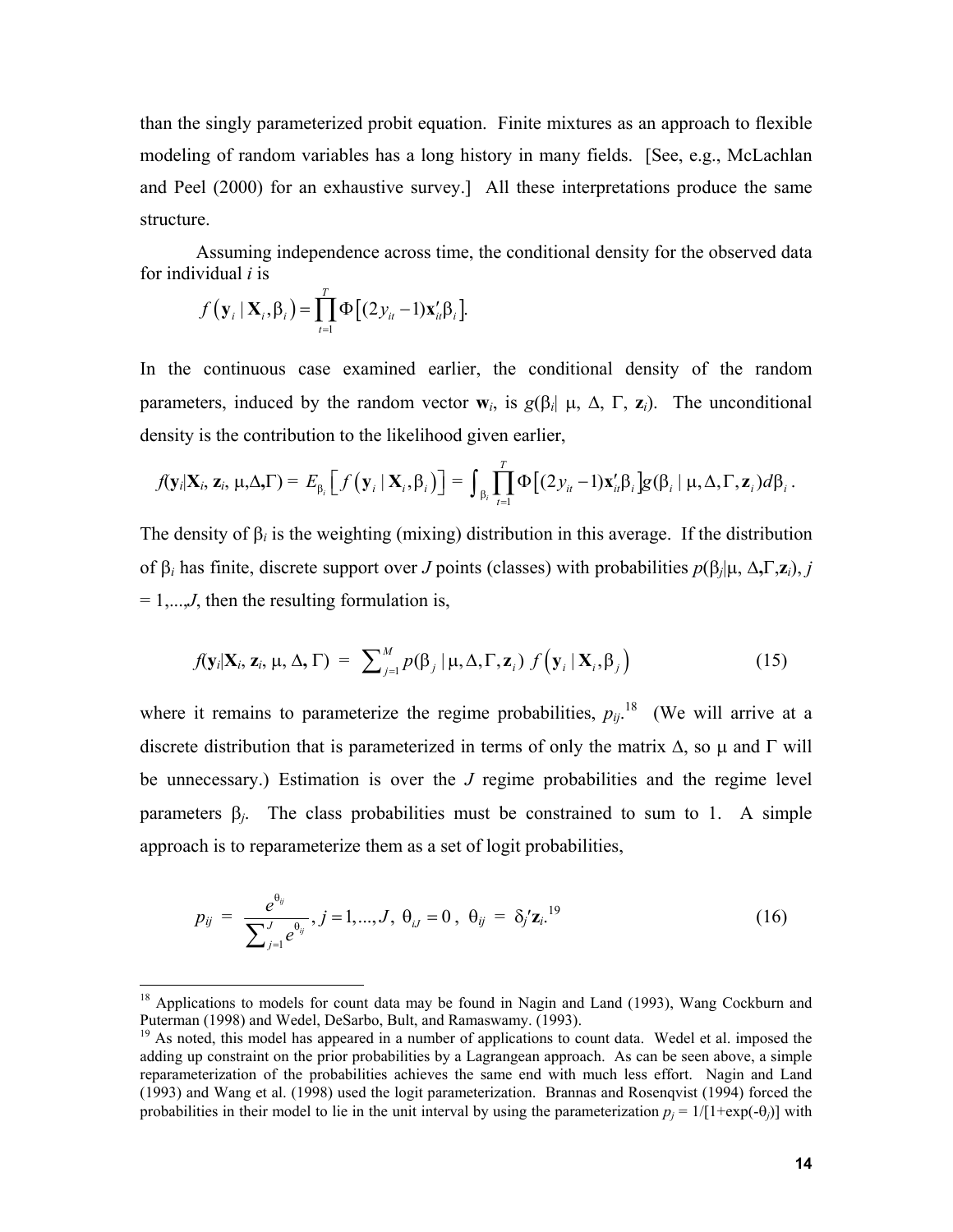than the singly parameterized probit equation. Finite mixtures as an approach to flexible modeling of random variables has a long history in many fields. [See, e.g., McLachlan and Peel (2000) for an exhaustive survey.] All these interpretations produce the same structure.

Assuming independence across time, the conditional density for the observed data for individual $i$ is

$$f\left(\mathbf{y}_i \mid \mathbf{X}_i, \beta_i\right) = \prod_{t=1}^{T} \Phi\left[(2y_{it}-1)\mathbf{x}_{it}'\beta_i\right].$$

In the continuous case examined earlier, the conditional density of the random parameters, induced by the random vector $\mathbf{w}_i$, is $g(\beta_i \mid \mu, \Delta, \Gamma, \mathbf{z}_i)$. The unconditional density is the contribution to the likelihood given earlier,

$$f(\mathbf{y}_i|\mathbf{X}_i, \mathbf{z}_i, \mu,\Delta,\Gamma) = E_{\beta_i}\left[f\left(\mathbf{y}_i \mid \mathbf{X}_i, \beta_i\right)\right] = \int_{\beta_i} \prod_{t=1}^{T} \Phi\left[(2y_{it}-1)\mathbf{x}_{it}'\beta_i\right] g(\beta_i \mid \mu, \Delta, \Gamma, \mathbf{z}_i) d\beta_i .$$

The density of $\beta_i$ is the weighting (mixing) distribution in this average. If the distribution of $\beta_i$ has finite, discrete support over $J$ points (classes) with probabilities $p(\beta_j|\mu, \Delta,\Gamma,\mathbf{z}_i)$, $j = 1,...,J$, then the resulting formulation is,

$$f(\mathbf{y}_i|\mathbf{X}_i, \mathbf{z}_i, \mu, \Delta, \Gamma) = \sum\nolimits_{j=1}^{M} p(\beta_j \mid \mu, \Delta, \Gamma, \mathbf{z}_i)\, f\left(\mathbf{y}_i \mid \mathbf{X}_i, \beta_j\right) \tag{15}$$

where it remains to parameterize the regime probabilities, $p_{ij}$.[18] (We will arrive at a discrete distribution that is parameterized in terms of only the matrix $\Delta$, so $\mu$ and $\Gamma$ will be unnecessary.) Estimation is over the $J$ regime probabilities and the regime level parameters $\beta_j$. The class probabilities must be constrained to sum to 1. A simple approach is to reparameterize them as a set of logit probabilities,

$$p_{ij} = \frac{e^{\theta_{ij}}}{\sum_{j=1}^{J} e^{\theta_{ij}}},\ j = 1,...,J,\ \theta_{iJ} = 0,\ \theta_{ij} = \delta_j'\mathbf{z}_i. \tag{16}$$

[19]

---

[18] Applications to models for count data may be found in Nagin and Land (1993), Wang Cockburn and Puterman (1998) and Wedel, DeSarbo, Bult, and Ramaswamy. (1993).

[19] As noted, this model has appeared in a number of applications to count data. Wedel et al. imposed the adding up constraint on the prior probabilities by a Lagrangean approach. As can be seen above, a simple reparameterization of the probabilities achieves the same end with much less effort. Nagin and Land (1993) and Wang et al. (1998) used the logit parameterization. Brannas and Rosenqvist (1994) forced the probabilities in their model to lie in the unit interval by using the parameterization $p_j = 1/[1+\exp(-\theta_j)]$ with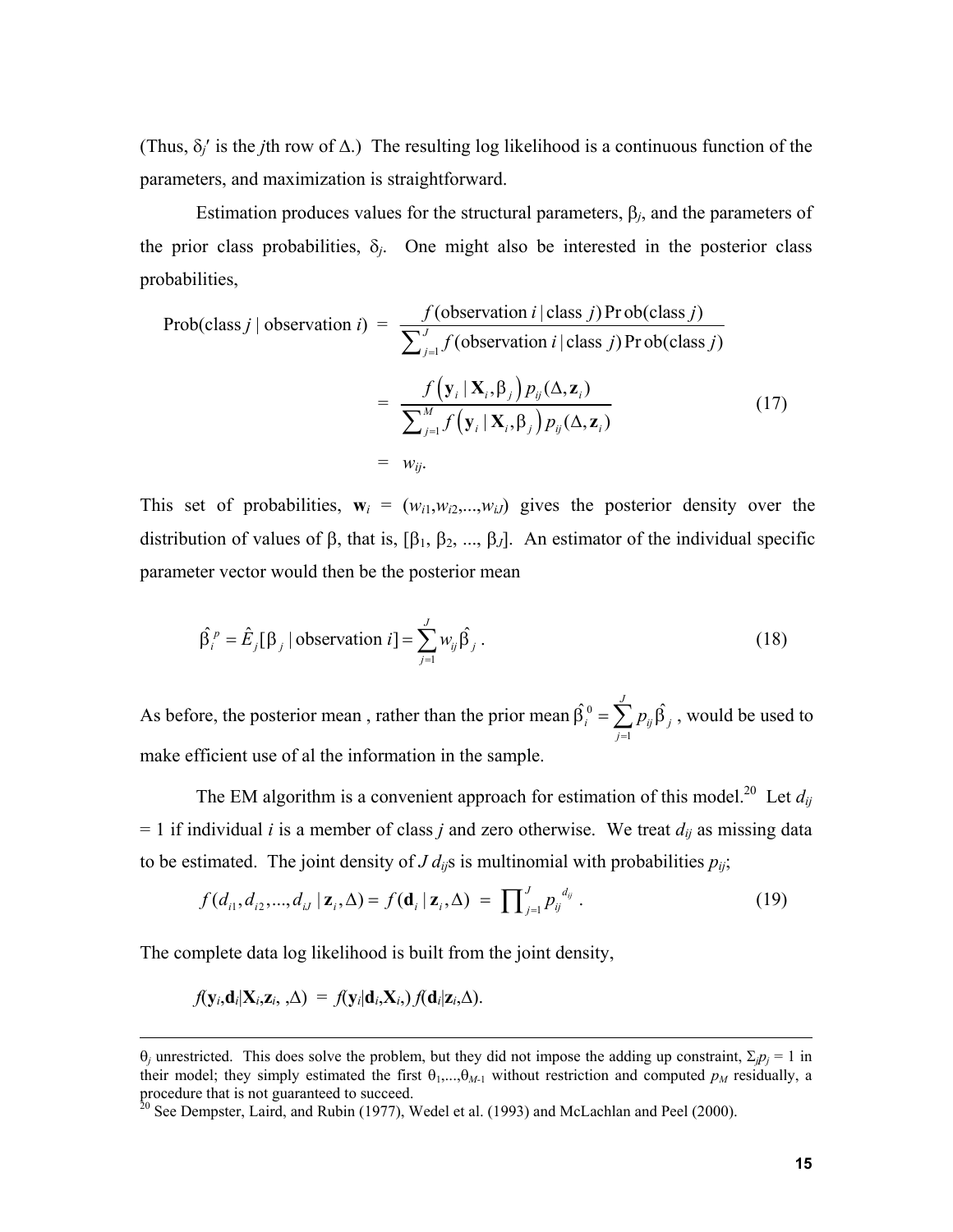(Thus, $\delta_j'$ is the $j$th row of $\Delta$.) The resulting log likelihood is a continuous function of the parameters, and maximization is straightforward.

Estimation produces values for the structural parameters, $\beta_j$, and the parameters of the prior class probabilities, $\delta_j$. One might also be interested in the posterior class probabilities,

$$
\begin{aligned}
\text{Prob(class } j \mid \text{observation } i) &= \frac{f(\text{observation } i \mid \text{class } j)\,\text{Prob(class } j)}{\sum_{j=1}^{J} f(\text{observation } i \mid \text{class } j)\,\text{Prob(class } j)} \\
&= \frac{f\left(\mathbf{y}_i \mid \mathbf{X}_i, \beta_j\right) p_{ij}(\Delta, \mathbf{z}_i)}{\sum_{j=1}^{M} f\left(\mathbf{y}_i \mid \mathbf{X}_i, \beta_j\right) p_{ij}(\Delta, \mathbf{z}_i)} \qquad (17) \\
&= w_{ij}.
\end{aligned}
$$

This set of probabilities, $\mathbf{w}_i = (w_{i1}, w_{i2}, ..., w_{iJ})$ gives the posterior density over the distribution of values of $\beta$, that is, $[\beta_1, \beta_2, ..., \beta_J]$. An estimator of the individual specific parameter vector would then be the posterior mean

$$
\hat{\beta}_i^{\,p} = \hat{E}_j[\beta_j \mid \text{observation } i] = \sum_{j=1}^{J} w_{ij} \hat{\beta}_j \,. \qquad (18)
$$

As before, the posterior mean , rather than the prior mean $\hat{\beta}_i^{\,0} = \sum_{j=1}^{J} p_{ij} \hat{\beta}_j$ , would be used to make efficient use of al the information in the sample.

The EM algorithm is a convenient approach for estimation of this model.[20] Let $d_{ij}$ = 1 if individual $i$ is a member of class $j$ and zero otherwise. We treat $d_{ij}$ as missing data to be estimated. The joint density of $J$ $d_{ij}$s is multinomial with probabilities $p_{ij}$;

$$
f(d_{i1}, d_{i2}, ..., d_{iJ} \mid \mathbf{z}_i, \Delta) = f(\mathbf{d}_i \mid \mathbf{z}_i, \Delta) \;=\; \prod_{j=1}^{J} p_{ij}^{\;d_{ij}} \,. \qquad (19)
$$

The complete data log likelihood is built from the joint density,

$$
f(\mathbf{y}_i, \mathbf{d}_i \mid \mathbf{X}_i, \mathbf{z}_i, ,\Delta) \;=\; f(\mathbf{y}_i \mid \mathbf{d}_i, \mathbf{X}_i,)\, f(\mathbf{d}_i \mid \mathbf{z}_i, \Delta).
$$

---

$\theta_j$ unrestricted. This does solve the problem, but they did not impose the adding up constraint, $\Sigma_j p_j = 1$ in their model; they simply estimated the first $\theta_1, ..., \theta_{M-1}$ without restriction and computed $p_M$ residually, a procedure that is not guaranteed to succeed.

[20] See Dempster, Laird, and Rubin (1977), Wedel et al. (1993) and McLachlan and Peel (2000).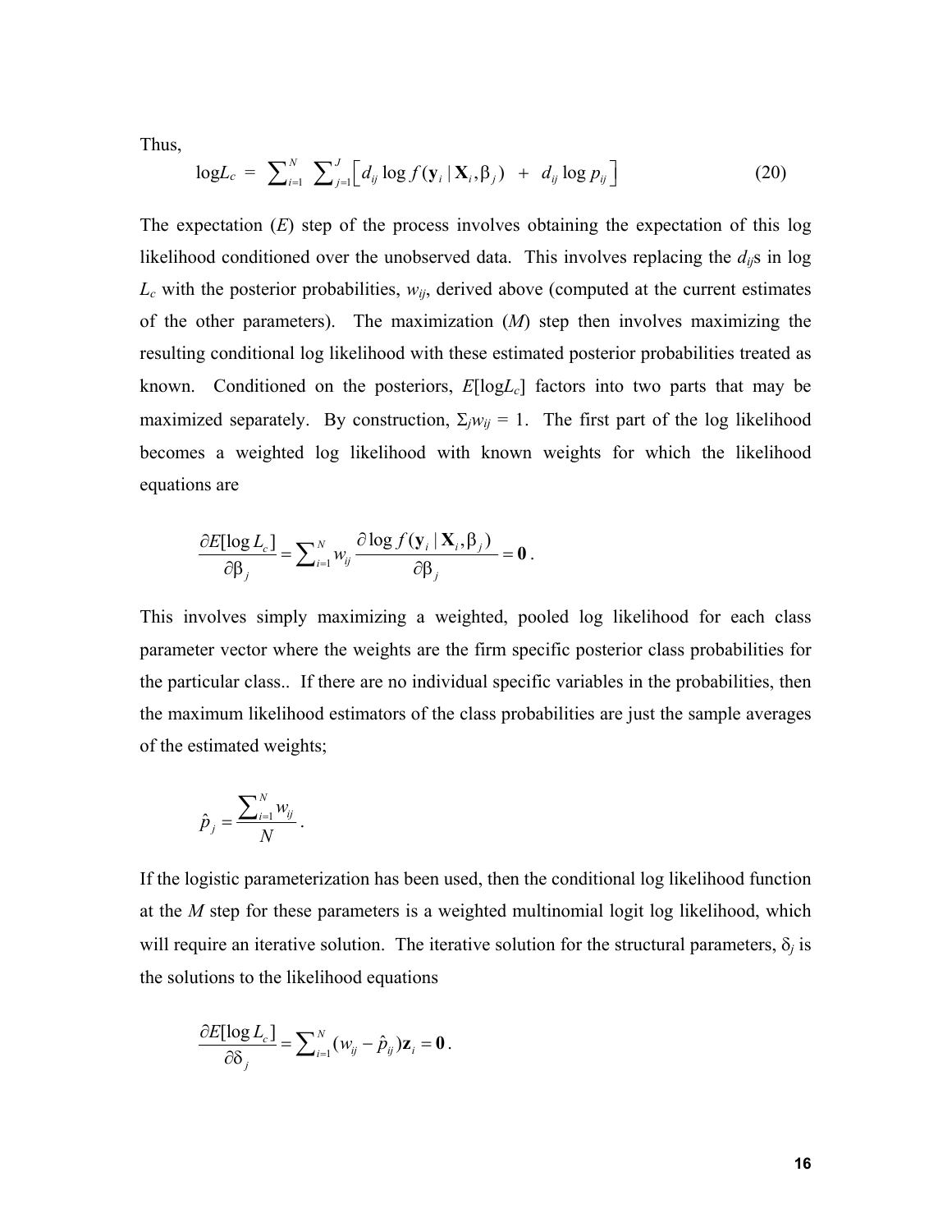Thus,

$$\log L_c = \sum_{i=1}^{N} \sum_{j=1}^{J} \left[ d_{ij} \log f(\mathbf{y}_i \mid \mathbf{X}_i, \beta_j) \;+\; d_{ij} \log p_{ij} \right] \tag{20}$$

The expectation ($E$) step of the process involves obtaining the expectation of this log likelihood conditioned over the unobserved data. This involves replacing the $d_{ij}$s in log $L_c$ with the posterior probabilities, $w_{ij}$, derived above (computed at the current estimates of the other parameters). The maximization ($M$) step then involves maximizing the resulting conditional log likelihood with these estimated posterior probabilities treated as known. Conditioned on the posteriors, $E[\log L_c]$ factors into two parts that may be maximized separately. By construction, $\Sigma_j w_{ij} = 1$. The first part of the log likelihood becomes a weighted log likelihood with known weights for which the likelihood equations are

$$\frac{\partial E[\log L_c]}{\partial \beta_j} = \sum_{i=1}^{N} w_{ij} \frac{\partial \log f(\mathbf{y}_i \mid \mathbf{X}_i, \beta_j)}{\partial \beta_j} = \mathbf{0} .$$

This involves simply maximizing a weighted, pooled log likelihood for each class parameter vector where the weights are the firm specific posterior class probabilities for the particular class.. If there are no individual specific variables in the probabilities, then the maximum likelihood estimators of the class probabilities are just the sample averages of the estimated weights;

$$\hat{p}_j = \frac{\sum_{i=1}^{N} w_{ij}}{N} .$$

If the logistic parameterization has been used, then the conditional log likelihood function at the $M$ step for these parameters is a weighted multinomial logit log likelihood, which will require an iterative solution. The iterative solution for the structural parameters, $\delta_j$ is the solutions to the likelihood equations

$$\frac{\partial E[\log L_c]}{\partial \delta_j} = \sum_{i=1}^{N} (w_{ij} - \hat{p}_{ij}) \mathbf{z}_i = \mathbf{0} .$$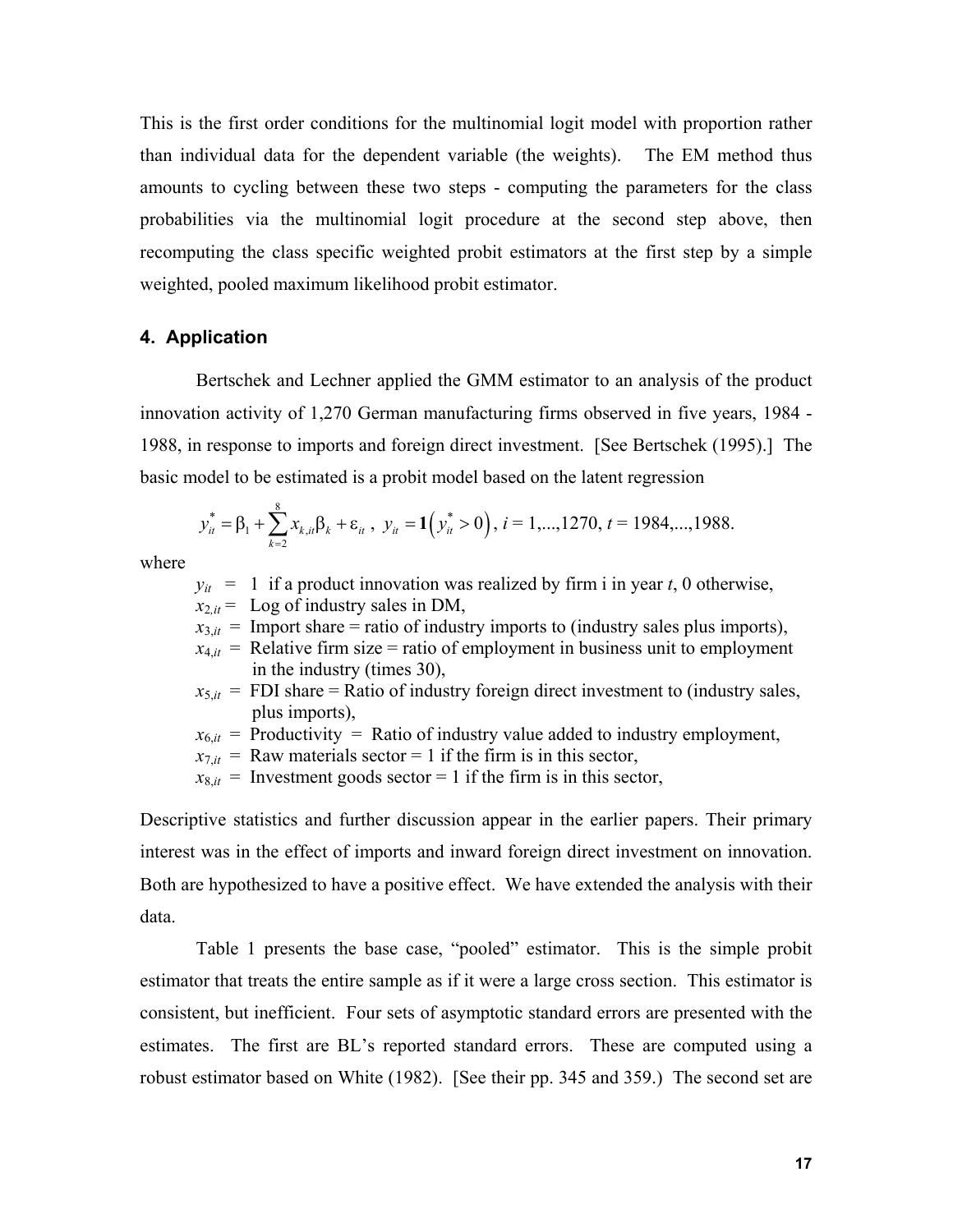This is the first order conditions for the multinomial logit model with proportion rather than individual data for the dependent variable (the weights). The EM method thus amounts to cycling between these two steps - computing the parameters for the class probabilities via the multinomial logit procedure at the second step above, then recomputing the class specific weighted probit estimators at the first step by a simple weighted, pooled maximum likelihood probit estimator.

## 4. Application

Bertschek and Lechner applied the GMM estimator to an analysis of the product innovation activity of 1,270 German manufacturing firms observed in five years, 1984 - 1988, in response to imports and foreign direct investment. [See Bertschek (1995).] The basic model to be estimated is a probit model based on the latent regression

$$y_{it}^* = \beta_1 + \sum_{k=2}^{8} x_{k,it}\beta_k + \varepsilon_{it}\ ,\ y_{it} = \mathbf{1}\left(y_{it}^* > 0\right),\ i = 1,...,1270,\ t = 1984,...,1988.$$

where

- $y_{it}$ = 1 if a product innovation was realized by firm i in year $t$, 0 otherwise,
- $x_{2,it}$ = Log of industry sales in DM,
- $x_{3,it}$ = Import share = ratio of industry imports to (industry sales plus imports),
- $x_{4,it}$ = Relative firm size = ratio of employment in business unit to employment in the industry (times 30),
- $x_{5,it}$ = FDI share = Ratio of industry foreign direct investment to (industry sales, plus imports),
- $x_{6,it}$ = Productivity = Ratio of industry value added to industry employment,
- $x_{7,it}$ = Raw materials sector = 1 if the firm is in this sector,
- $x_{8,it}$ = Investment goods sector = 1 if the firm is in this sector,

Descriptive statistics and further discussion appear in the earlier papers. Their primary interest was in the effect of imports and inward foreign direct investment on innovation. Both are hypothesized to have a positive effect. We have extended the analysis with their data.

Table 1 presents the base case, "pooled" estimator. This is the simple probit estimator that treats the entire sample as if it were a large cross section. This estimator is consistent, but inefficient. Four sets of asymptotic standard errors are presented with the estimates. The first are BL's reported standard errors. These are computed using a robust estimator based on White (1982). [See their pp. 345 and 359.) The second set are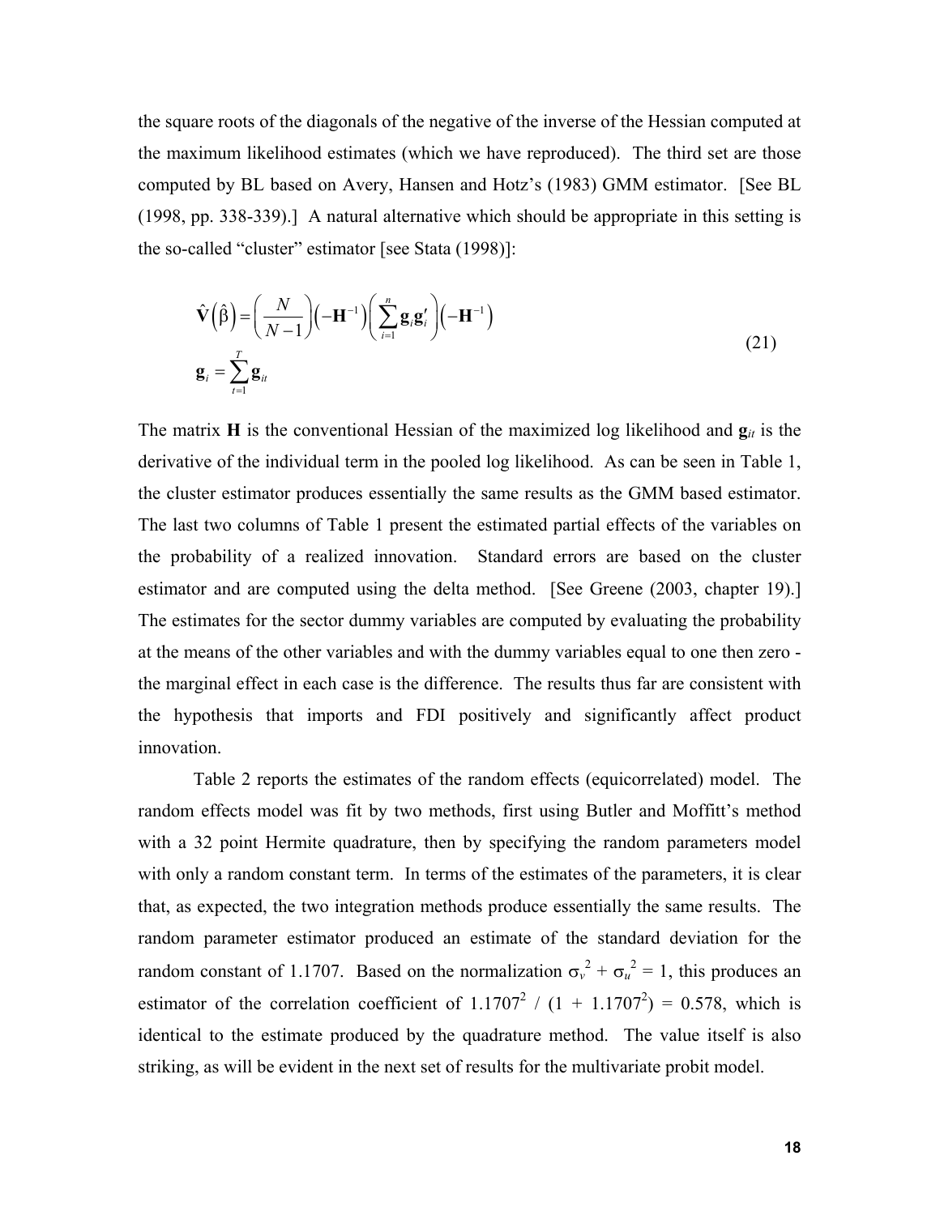the square roots of the diagonals of the negative of the inverse of the Hessian computed at the maximum likelihood estimates (which we have reproduced). The third set are those computed by BL based on Avery, Hansen and Hotz's (1983) GMM estimator. [See BL (1998, pp. 338-339).] A natural alternative which should be appropriate in this setting is the so-called "cluster" estimator [see Stata (1998)]:

$$
\begin{aligned}
\hat{\mathbf{V}}\left(\hat{\beta}\right) &= \left(\frac{N}{N-1}\right)\left(-\mathbf{H}^{-1}\right)\left(\sum_{i=1}^{n}\mathbf{g}_i\mathbf{g}_i'\right)\left(-\mathbf{H}^{-1}\right) \\
\mathbf{g}_i &= \sum_{t=1}^{T}\mathbf{g}_{it}
\end{aligned}
\tag{21}
$$

The matrix $\mathbf{H}$ is the conventional Hessian of the maximized log likelihood and $\mathbf{g}_{it}$ is the derivative of the individual term in the pooled log likelihood. As can be seen in Table 1, the cluster estimator produces essentially the same results as the GMM based estimator. The last two columns of Table 1 present the estimated partial effects of the variables on the probability of a realized innovation. Standard errors are based on the cluster estimator and are computed using the delta method. [See Greene (2003, chapter 19).] The estimates for the sector dummy variables are computed by evaluating the probability at the means of the other variables and with the dummy variables equal to one then zero - the marginal effect in each case is the difference. The results thus far are consistent with the hypothesis that imports and FDI positively and significantly affect product innovation.

Table 2 reports the estimates of the random effects (equicorrelated) model. The random effects model was fit by two methods, first using Butler and Moffitt's method with a 32 point Hermite quadrature, then by specifying the random parameters model with only a random constant term. In terms of the estimates of the parameters, it is clear that, as expected, the two integration methods produce essentially the same results. The random parameter estimator produced an estimate of the standard deviation for the random constant of 1.1707. Based on the normalization $\sigma_v^2 + \sigma_u^2 = 1$, this produces an estimator of the correlation coefficient of $1.1707^2 / (1 + 1.1707^2) = 0.578$, which is identical to the estimate produced by the quadrature method. The value itself is also striking, as will be evident in the next set of results for the multivariate probit model.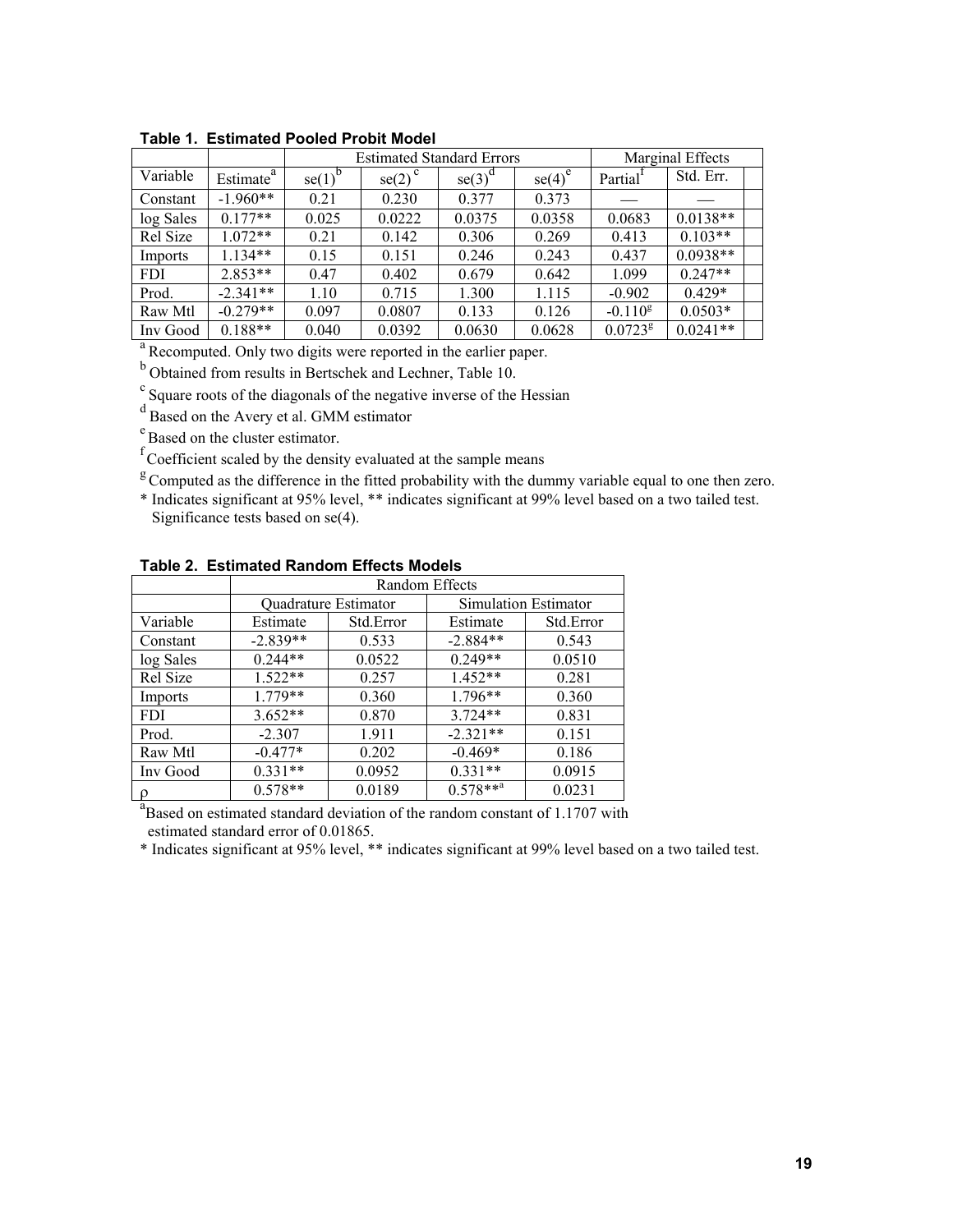**Table 1. Estimated Pooled Probit Model**

| | | Estimated Standard Errors | | | | Marginal Effects | |
|---|---|---|---|---|---|---|---|
| Variable | Estimate[a] | se(1)[b] | se(2)[c] | se(3)[d] | se(4)[e] | Partial[f] | Std. Err. |
| Constant | -1.960** | 0.21 | 0.230 | 0.377 | 0.373 | — | — |
| log Sales | 0.177** | 0.025 | 0.0222 | 0.0375 | 0.0358 | 0.0683 | 0.0138** |
| Rel Size | 1.072** | 0.21 | 0.142 | 0.306 | 0.269 | 0.413 | 0.103** |
| Imports | 1.134** | 0.15 | 0.151 | 0.246 | 0.243 | 0.437 | 0.0938** |
| FDI | 2.853** | 0.47 | 0.402 | 0.679 | 0.642 | 1.099 | 0.247** |
| Prod. | -2.341** | 1.10 | 0.715 | 1.300 | 1.115 | -0.902 | 0.429* |
| Raw Mtl | -0.279** | 0.097 | 0.0807 | 0.133 | 0.126 | -0.110[g] | 0.0503* |
| Inv Good | 0.188** | 0.040 | 0.0392 | 0.0630 | 0.0628 | 0.0723[g] | 0.0241** |

[a] Recomputed. Only two digits were reported in the earlier paper.

[b] Obtained from results in Bertschek and Lechner, Table 10.

[c] Square roots of the diagonals of the negative inverse of the Hessian

[d] Based on the Avery et al. GMM estimator

[e] Based on the cluster estimator.

[f] Coefficient scaled by the density evaluated at the sample means

[g] Computed as the difference in the fitted probability with the dummy variable equal to one then zero.

* Indicates significant at 95% level, ** indicates significant at 99% level based on a two tailed test. Significance tests based on se(4).

**Table 2. Estimated Random Effects Models**

| | Random Effects | | | |
|---|---|---|---|---|
| | Quadrature Estimator | | Simulation Estimator | |
| Variable | Estimate | Std.Error | Estimate | Std.Error |
| Constant | -2.839** | 0.533 | -2.884** | 0.543 |
| log Sales | 0.244** | 0.0522 | 0.249** | 0.0510 |
| Rel Size | 1.522** | 0.257 | 1.452** | 0.281 |
| Imports | 1.779** | 0.360 | 1.796** | 0.360 |
| FDI | 3.652** | 0.870 | 3.724** | 0.831 |
| Prod. | -2.307 | 1.911 | -2.321** | 0.151 |
| Raw Mtl | -0.477* | 0.202 | -0.469* | 0.186 |
| Inv Good | 0.331** | 0.0952 | 0.331** | 0.0915 |
| $\rho$ | 0.578** | 0.0189 | 0.578**[a] | 0.0231 |

[a] Based on estimated standard deviation of the random constant of 1.1707 with estimated standard error of 0.01865.

* Indicates significant at 95% level, ** indicates significant at 99% level based on a two tailed test.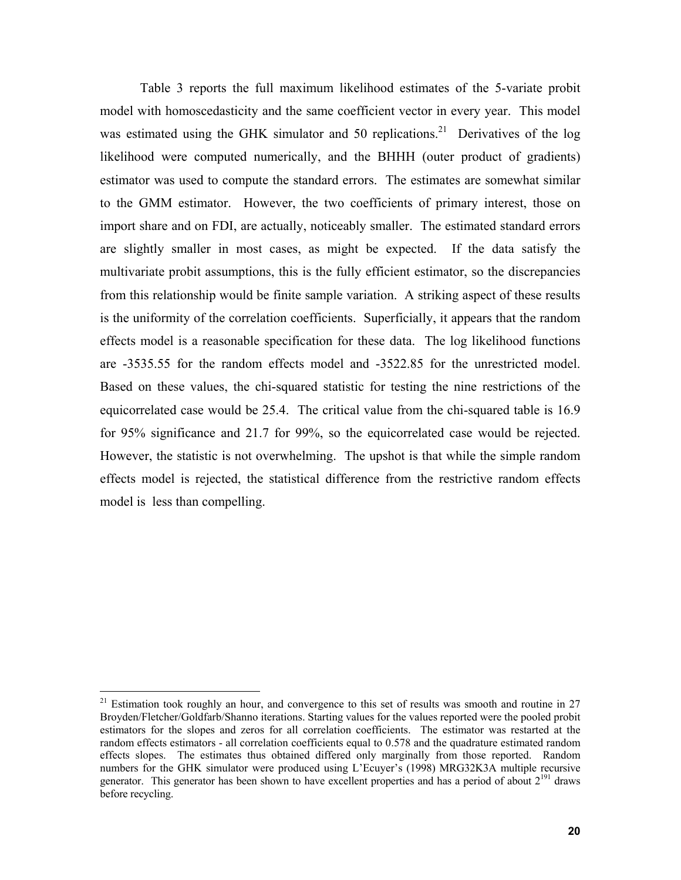Table 3 reports the full maximum likelihood estimates of the 5-variate probit model with homoscedasticity and the same coefficient vector in every year. This model was estimated using the GHK simulator and 50 replications.[21] Derivatives of the log likelihood were computed numerically, and the BHHH (outer product of gradients) estimator was used to compute the standard errors. The estimates are somewhat similar to the GMM estimator. However, the two coefficients of primary interest, those on import share and on FDI, are actually, noticeably smaller. The estimated standard errors are slightly smaller in most cases, as might be expected. If the data satisfy the multivariate probit assumptions, this is the fully efficient estimator, so the discrepancies from this relationship would be finite sample variation. A striking aspect of these results is the uniformity of the correlation coefficients. Superficially, it appears that the random effects model is a reasonable specification for these data. The log likelihood functions are -3535.55 for the random effects model and -3522.85 for the unrestricted model. Based on these values, the chi-squared statistic for testing the nine restrictions of the equicorrelated case would be 25.4. The critical value from the chi-squared table is 16.9 for 95% significance and 21.7 for 99%, so the equicorrelated case would be rejected. However, the statistic is not overwhelming. The upshot is that while the simple random effects model is rejected, the statistical difference from the restrictive random effects model is less than compelling.

---

[21] Estimation took roughly an hour, and convergence to this set of results was smooth and routine in 27 Broyden/Fletcher/Goldfarb/Shanno iterations. Starting values for the values reported were the pooled probit estimators for the slopes and zeros for all correlation coefficients. The estimator was restarted at the random effects estimators - all correlation coefficients equal to 0.578 and the quadrature estimated random effects slopes. The estimates thus obtained differed only marginally from those reported. Random numbers for the GHK simulator were produced using L'Ecuyer's (1998) MRG32K3A multiple recursive generator. This generator has been shown to have excellent properties and has a period of about $2^{191}$ draws before recycling.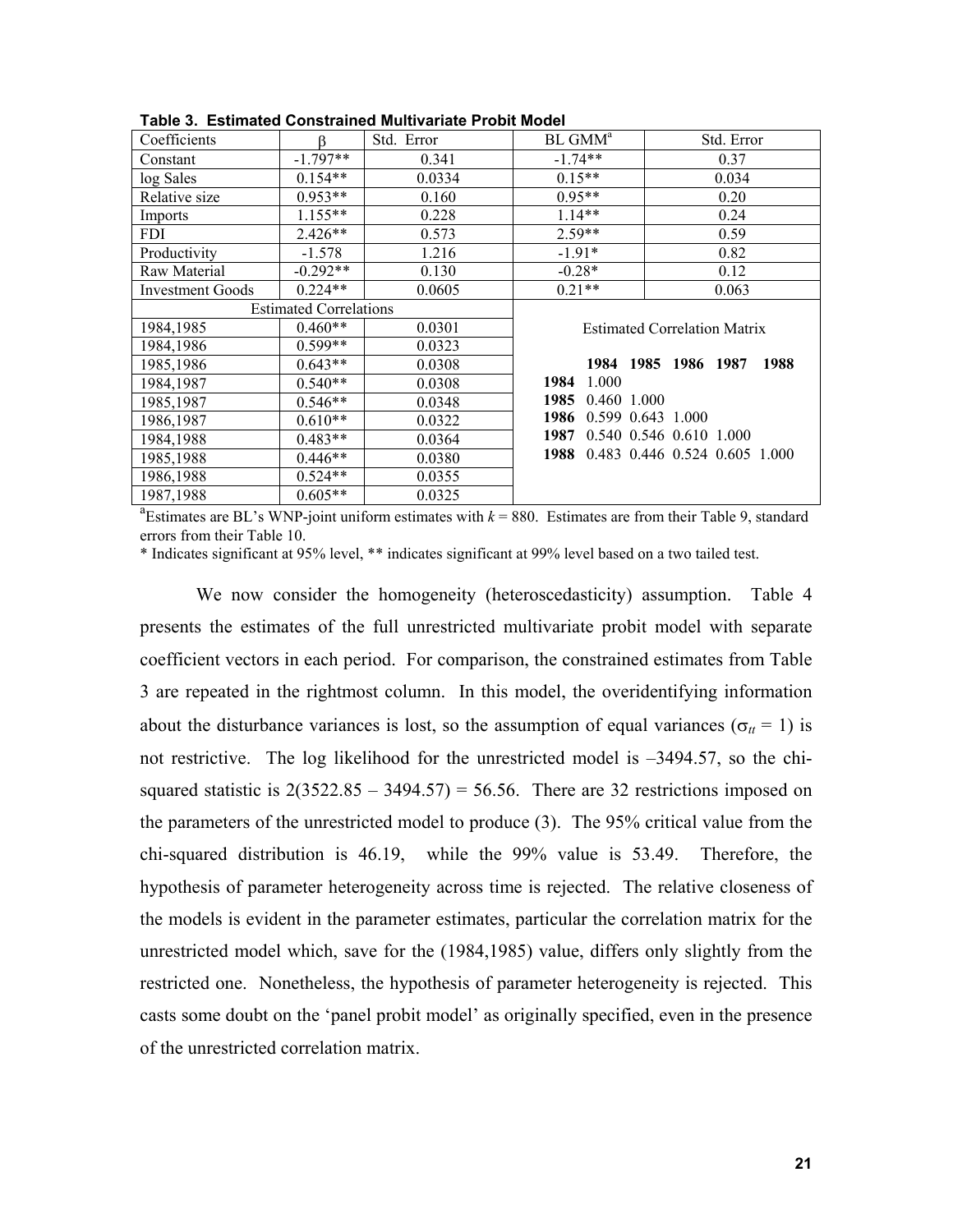**Table 3. Estimated Constrained Multivariate Probit Model**

| Coefficients | β | Std. Error | BL GMM[a] | Std. Error |
|---|---|---|---|---|
| Constant | -1.797** | 0.341 | -1.74** | 0.37 |
| log Sales | 0.154** | 0.0334 | 0.15** | 0.034 |
| Relative size | 0.953** | 0.160 | 0.95** | 0.20 |
| Imports | 1.155** | 0.228 | 1.14** | 0.24 |
| FDI | 2.426** | 0.573 | 2.59** | 0.59 |
| Productivity | -1.578 | 1.216 | -1.91* | 0.82 |
| Raw Material | -0.292** | 0.130 | -0.28* | 0.12 |
| Investment Goods | 0.224** | 0.0605 | 0.21** | 0.063 |
| Estimated Correlations | | | Estimated Correlation Matrix | |
| 1984,1985 | 0.460** | 0.0301 | | |
| 1984,1986 | 0.599** | 0.0323 | | |
| 1985,1986 | 0.643** | 0.0308 | | |
| 1984,1987 | 0.540** | 0.0308 | | |
| 1985,1987 | 0.546** | 0.0348 | | |
| 1986,1987 | 0.610** | 0.0322 | | |
| 1984,1988 | 0.483** | 0.0364 | | |
| 1985,1988 | 0.446** | 0.0380 | | |
| 1986,1988 | 0.524** | 0.0355 | | |
| 1987,1988 | 0.605** | 0.0325 | | |

Estimated Correlation Matrix

| | 1984 | 1985 | 1986 | 1987 | 1988 |
|---|---|---|---|---|---|
| **1984** | 1.000 | | | | |
| **1985** | 0.460 | 1.000 | | | |
| **1986** | 0.599 | 0.643 | 1.000 | | |
| **1987** | 0.540 | 0.546 | 0.610 | 1.000 | |
| **1988** | 0.483 | 0.446 | 0.524 | 0.605 | 1.000 |

[a]Estimates are BL's WNP-joint uniform estimates with $k = 880$. Estimates are from their Table 9, standard errors from their Table 10.

\* Indicates significant at 95% level, ** indicates significant at 99% level based on a two tailed test.

We now consider the homogeneity (heteroscedasticity) assumption. Table 4 presents the estimates of the full unrestricted multivariate probit model with separate coefficient vectors in each period. For comparison, the constrained estimates from Table 3 are repeated in the rightmost column. In this model, the overidentifying information about the disturbance variances is lost, so the assumption of equal variances ($\sigma_{tt} = 1$) is not restrictive. The log likelihood for the unrestricted model is –3494.57, so the chi-squared statistic is 2(3522.85 – 3494.57) = 56.56. There are 32 restrictions imposed on the parameters of the unrestricted model to produce (3). The 95% critical value from the chi-squared distribution is 46.19, while the 99% value is 53.49. Therefore, the hypothesis of parameter heterogeneity across time is rejected. The relative closeness of the models is evident in the parameter estimates, particular the correlation matrix for the unrestricted model which, save for the (1984,1985) value, differs only slightly from the restricted one. Nonetheless, the hypothesis of parameter heterogeneity is rejected. This casts some doubt on the 'panel probit model' as originally specified, even in the presence of the unrestricted correlation matrix.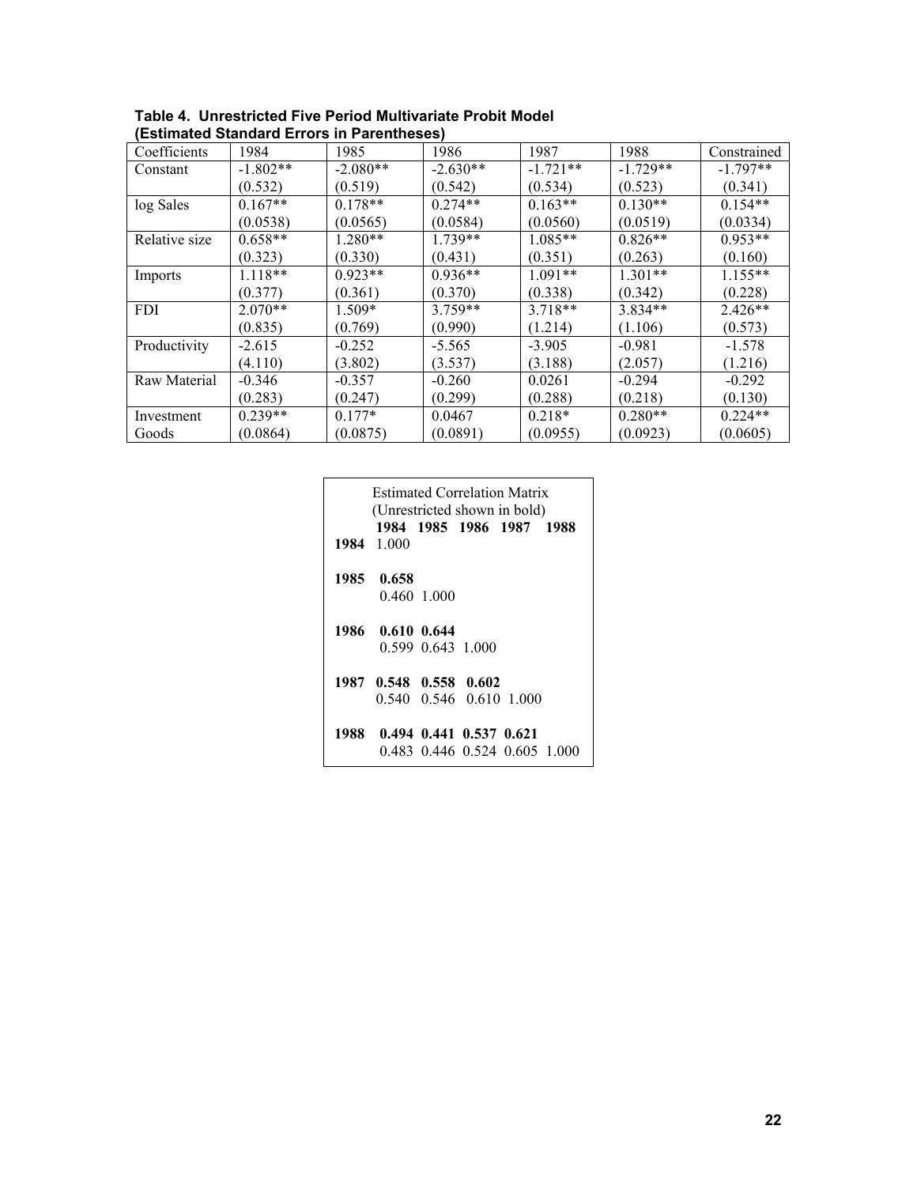**Table 4. Unrestricted Five Period Multivariate Probit Model (Estimated Standard Errors in Parentheses)**

| Coefficients | 1984 | 1985 | 1986 | 1987 | 1988 | Constrained |
|---|---|---|---|---|---|---|
| Constant | -1.802** | -2.080** | -2.630** | -1.721** | -1.729** | -1.797** |
| | (0.532) | (0.519) | (0.542) | (0.534) | (0.523) | (0.341) |
| log Sales | 0.167** | 0.178** | 0.274** | 0.163** | 0.130** | 0.154** |
| | (0.0538) | (0.0565) | (0.0584) | (0.0560) | (0.0519) | (0.0334) |
| Relative size | 0.658** | 1.280** | 1.739** | 1.085** | 0.826** | 0.953** |
| | (0.323) | (0.330) | (0.431) | (0.351) | (0.263) | (0.160) |
| Imports | 1.118** | 0.923** | 0.936** | 1.091** | 1.301** | 1.155** |
| | (0.377) | (0.361) | (0.370) | (0.338) | (0.342) | (0.228) |
| FDI | 2.070** | 1.509* | 3.759** | 3.718** | 3.834** | 2.426** |
| | (0.835) | (0.769) | (0.990) | (1.214) | (1.106) | (0.573) |
| Productivity | -2.615 | -0.252 | -5.565 | -3.905 | -0.981 | -1.578 |
| | (4.110) | (3.802) | (3.537) | (3.188) | (2.057) | (1.216) |
| Raw Material | -0.346 | -0.357 | -0.260 | 0.0261 | -0.294 | -0.292 |
| | (0.283) | (0.247) | (0.299) | (0.288) | (0.218) | (0.130) |
| Investment Goods | 0.239** | 0.177* | 0.0467 | 0.218* | 0.280** | 0.224** |
| | (0.0864) | (0.0875) | (0.0891) | (0.0955) | (0.0923) | (0.0605) |

Estimated Correlation Matrix (Unrestricted shown in bold)

| | **1984** | **1985** | **1986** | **1987** | **1988** |
|---|---|---|---|---|---|
| **1984** | 1.000 | | | | |
| **1985** | **0.658** | | | | |
| | 0.460 | 1.000 | | | |
| **1986** | **0.610** | **0.644** | | | |
| | 0.599 | 0.643 | 1.000 | | |
| **1987** | **0.548** | **0.558** | **0.602** | | |
| | 0.540 | 0.546 | 0.610 | 1.000 | |
| **1988** | **0.494** | **0.441** | **0.537** | **0.621** | |
| | 0.483 | 0.446 | 0.524 | 0.605 | 1.000 |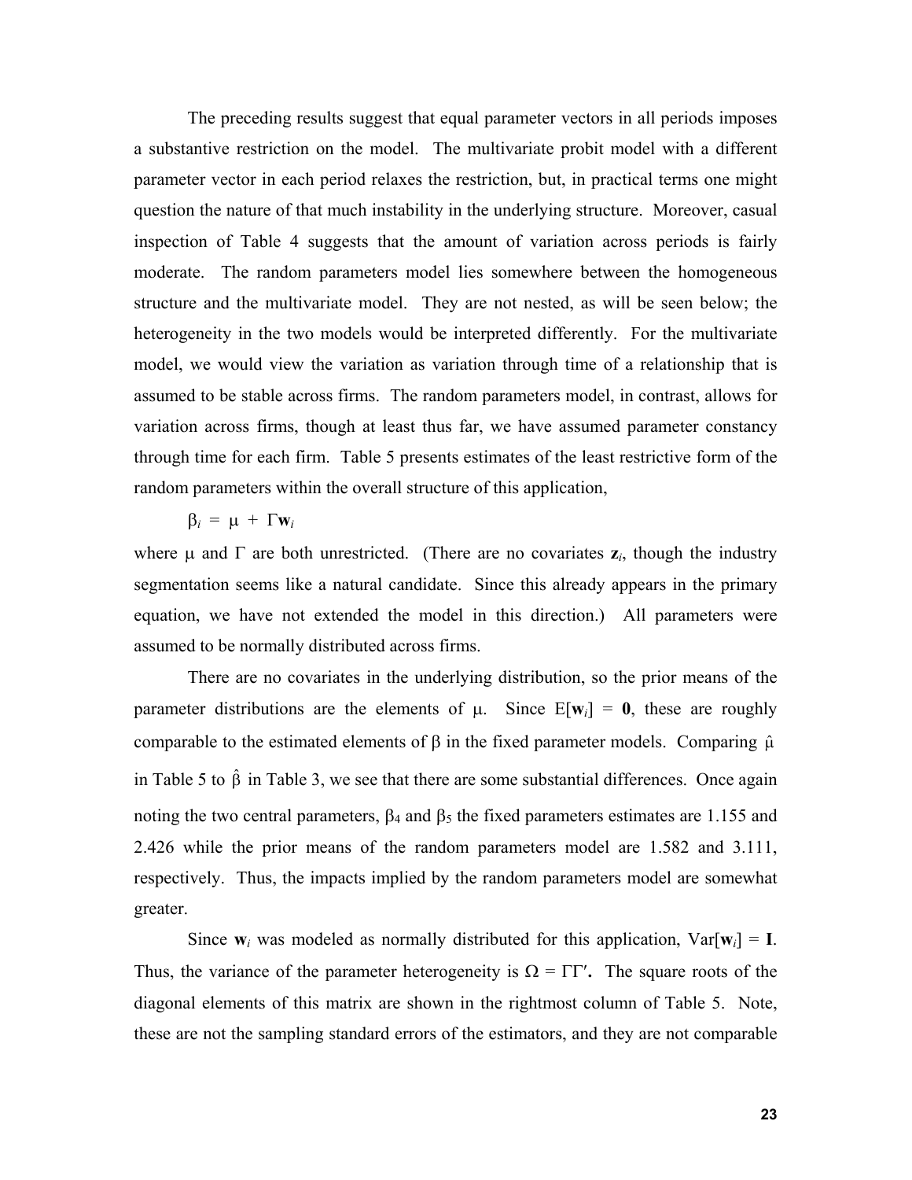The preceding results suggest that equal parameter vectors in all periods imposes a substantive restriction on the model. The multivariate probit model with a different parameter vector in each period relaxes the restriction, but, in practical terms one might question the nature of that much instability in the underlying structure. Moreover, casual inspection of Table 4 suggests that the amount of variation across periods is fairly moderate. The random parameters model lies somewhere between the homogeneous structure and the multivariate model. They are not nested, as will be seen below; the heterogeneity in the two models would be interpreted differently. For the multivariate model, we would view the variation as variation through time of a relationship that is assumed to be stable across firms. The random parameters model, in contrast, allows for variation across firms, though at least thus far, we have assumed parameter constancy through time for each firm. Table 5 presents estimates of the least restrictive form of the random parameters within the overall structure of this application,

$$\beta_i = \mu + \Gamma \mathbf{w}_i$$

where $\mu$ and $\Gamma$ are both unrestricted. (There are no covariates $\mathbf{z}_i$, though the industry segmentation seems like a natural candidate. Since this already appears in the primary equation, we have not extended the model in this direction.) All parameters were assumed to be normally distributed across firms.

There are no covariates in the underlying distribution, so the prior means of the parameter distributions are the elements of $\mu$. Since $E[\mathbf{w}_i] = \mathbf{0}$, these are roughly comparable to the estimated elements of $\beta$ in the fixed parameter models. Comparing $\hat{\mu}$ in Table 5 to $\hat{\beta}$ in Table 3, we see that there are some substantial differences. Once again noting the two central parameters, $\beta_4$ and $\beta_5$ the fixed parameters estimates are 1.155 and 2.426 while the prior means of the random parameters model are 1.582 and 3.111, respectively. Thus, the impacts implied by the random parameters model are somewhat greater.

Since $\mathbf{w}_i$ was modeled as normally distributed for this application, $\text{Var}[\mathbf{w}_i] = \mathbf{I}$. Thus, the variance of the parameter heterogeneity is $\Omega = \Gamma\Gamma'$. The square roots of the diagonal elements of this matrix are shown in the rightmost column of Table 5. Note, these are not the sampling standard errors of the estimators, and they are not comparable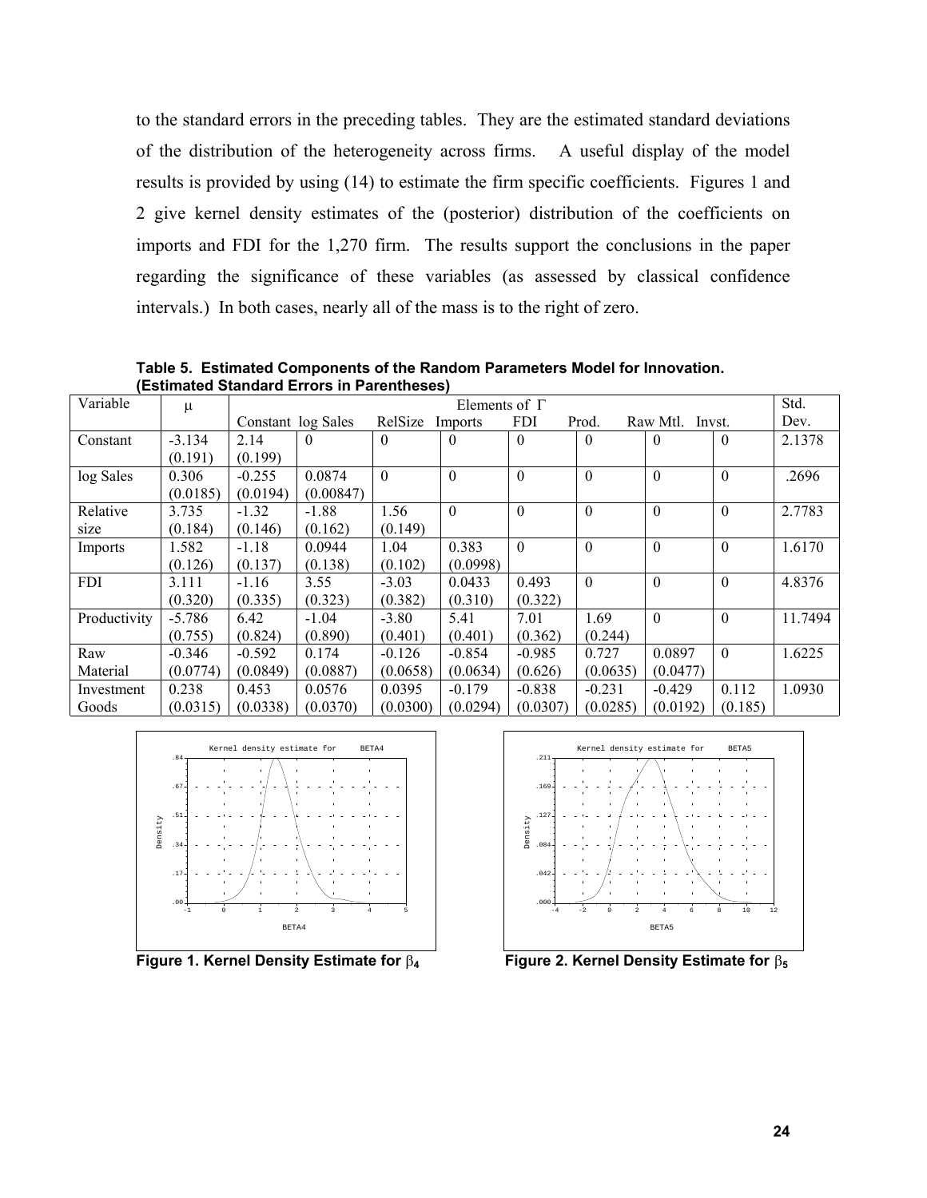to the standard errors in the preceding tables. They are the estimated standard deviations of the distribution of the heterogeneity across firms. A useful display of the model results is provided by using (14) to estimate the firm specific coefficients. Figures 1 and 2 give kernel density estimates of the (posterior) distribution of the coefficients on imports and FDI for the 1,270 firm. The results support the conclusions in the paper regarding the significance of these variables (as assessed by classical confidence intervals.) In both cases, nearly all of the mass is to the right of zero.

**Table 5. Estimated Components of the Random Parameters Model for Innovation. (Estimated Standard Errors in Parentheses)**

| Variable | $\mu$ | Elements of $\Gamma$ | | | | | | | | Std. |
|---|---|---|---|---|---|---|---|---|---|---|
| | | Constant | log Sales | RelSize | Imports | FDI | Prod. | Raw Mtl. | Invst. | Dev. |
| Constant | -3.134 (0.191) | 2.14 (0.199) | 0 | 0 | 0 | 0 | 0 | 0 | 0 | 2.1378 |
| log Sales | 0.306 (0.0185) | -0.255 (0.0194) | 0.0874 (0.00847) | 0 | 0 | 0 | 0 | 0 | 0 | .2696 |
| Relative size | 3.735 (0.184) | -1.32 (0.146) | -1.88 (0.162) | 1.56 (0.149) | 0 | 0 | 0 | 0 | 0 | 2.7783 |
| Imports | 1.582 (0.126) | -1.18 (0.137) | 0.0944 (0.138) | 1.04 (0.102) | 0.383 (0.0998) | 0 | 0 | 0 | 0 | 1.6170 |
| FDI | 3.111 (0.320) | -1.16 (0.335) | 3.55 (0.323) | -3.03 (0.382) | 0.0433 (0.310) | 0.493 (0.322) | 0 | 0 | 0 | 4.8376 |
| Productivity | -5.786 (0.755) | 6.42 (0.824) | -1.04 (0.890) | -3.80 (0.401) | 5.41 (0.401) | 7.01 (0.362) | 1.69 (0.244) | 0 | 0 | 11.7494 |
| Raw Material | -0.346 (0.0774) | -0.592 (0.0849) | 0.174 (0.0887) | -0.126 (0.0658) | -0.854 (0.0634) | -0.985 (0.626) | 0.727 (0.0635) | 0.0897 (0.0477) | 0 | 1.6225 |
| Investment Goods | 0.238 (0.0315) | 0.453 (0.0338) | 0.0576 (0.0370) | 0.0395 (0.0300) | -0.179 (0.0294) | -0.838 (0.0307) | -0.231 (0.0285) | -0.429 (0.0192) | 0.112 (0.185) | 1.0930 |

**Figure 1. Kernel Density Estimate for $\beta_4$**

**Figure 2. Kernel Density Estimate for $\beta_5$**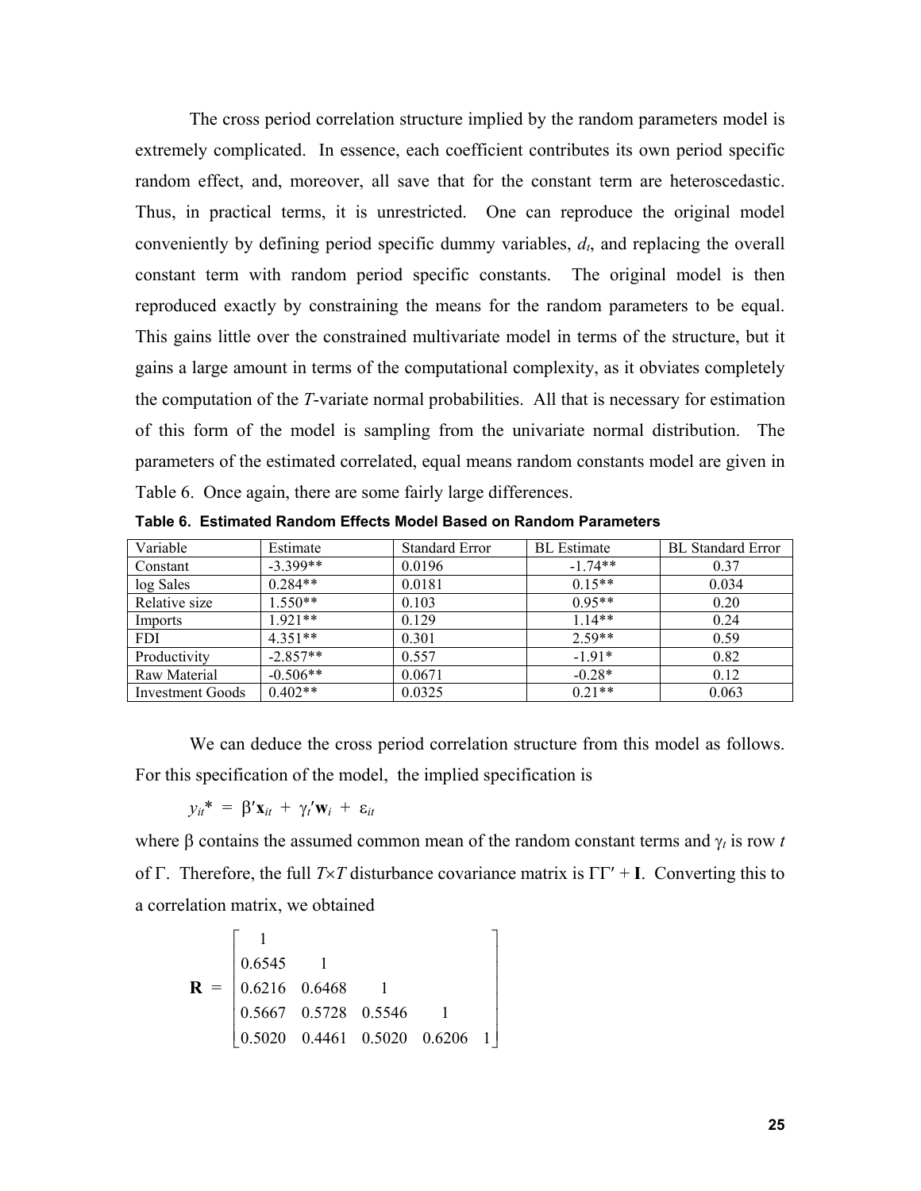The cross period correlation structure implied by the random parameters model is extremely complicated. In essence, each coefficient contributes its own period specific random effect, and, moreover, all save that for the constant term are heteroscedastic. Thus, in practical terms, it is unrestricted. One can reproduce the original model conveniently by defining period specific dummy variables, $d_t$, and replacing the overall constant term with random period specific constants. The original model is then reproduced exactly by constraining the means for the random parameters to be equal. This gains little over the constrained multivariate model in terms of the structure, but it gains a large amount in terms of the computational complexity, as it obviates completely the computation of the $T$-variate normal probabilities. All that is necessary for estimation of this form of the model is sampling from the univariate normal distribution. The parameters of the estimated correlated, equal means random constants model are given in Table 6. Once again, there are some fairly large differences.

**Table 6. Estimated Random Effects Model Based on Random Parameters**

| Variable | Estimate | Standard Error | BL Estimate | BL Standard Error |
|---|---|---|---|---|
| Constant | -3.399** | 0.0196 | -1.74** | 0.37 |
| log Sales | 0.284** | 0.0181 | 0.15** | 0.034 |
| Relative size | 1.550** | 0.103 | 0.95** | 0.20 |
| Imports | 1.921** | 0.129 | 1.14** | 0.24 |
| FDI | 4.351** | 0.301 | 2.59** | 0.59 |
| Productivity | -2.857** | 0.557 | -1.91* | 0.82 |
| Raw Material | -0.506** | 0.0671 | -0.28* | 0.12 |
| Investment Goods | 0.402** | 0.0325 | 0.21** | 0.063 |

We can deduce the cross period correlation structure from this model as follows. For this specification of the model, the implied specification is

$$y_{it}^* = \beta'\mathbf{x}_{it} + \gamma_t'\mathbf{w}_i + \varepsilon_{it}$$

where $\beta$ contains the assumed common mean of the random constant terms and $\gamma_t$ is row $t$ of $\Gamma$. Therefore, the full $T\times T$ disturbance covariance matrix is $\Gamma\Gamma' + \mathbf{I}$. Converting this to a correlation matrix, we obtained

$$\mathbf{R} = \begin{bmatrix} 1 & & & & \\ 0.6545 & 1 & & & \\ 0.6216 & 0.6468 & 1 & & \\ 0.5667 & 0.5728 & 0.5546 & 1 & \\ 0.5020 & 0.4461 & 0.5020 & 0.6206 & 1 \end{bmatrix}$$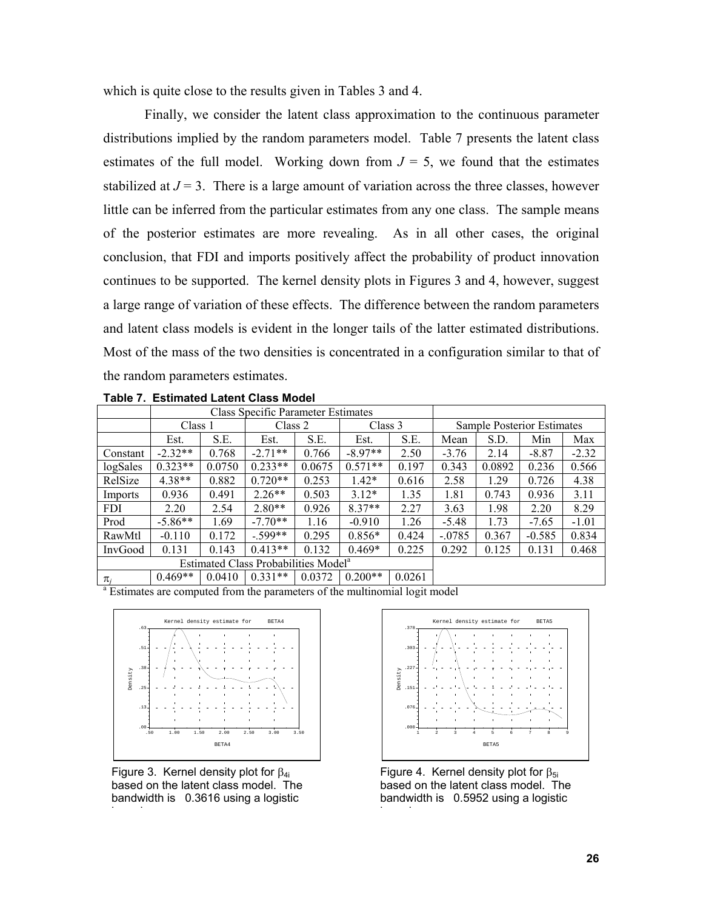which is quite close to the results given in Tables 3 and 4.

Finally, we consider the latent class approximation to the continuous parameter distributions implied by the random parameters model. Table 7 presents the latent class estimates of the full model. Working down from $J = 5$, we found that the estimates stabilized at $J = 3$. There is a large amount of variation across the three classes, however little can be inferred from the particular estimates from any one class. The sample means of the posterior estimates are more revealing. As in all other cases, the original conclusion, that FDI and imports positively affect the probability of product innovation continues to be supported. The kernel density plots in Figures 3 and 4, however, suggest a large range of variation of these effects. The difference between the random parameters and latent class models is evident in the longer tails of the latter estimated distributions. Most of the mass of the two densities is concentrated in a configuration similar to that of the random parameters estimates.

**Table 7. Estimated Latent Class Model**

| | Class Specific Parameter Estimates | | | | | | | | | |
|---|---|---|---|---|---|---|---|---|---|---|
| | Class 1 | | Class 2 | | Class 3 | | Sample Posterior Estimates | | | |
| | Est. | S.E. | Est. | S.E. | Est. | S.E. | Mean | S.D. | Min | Max |
| Constant | -2.32** | 0.768 | -2.71** | 0.766 | -8.97** | 2.50 | -3.76 | 2.14 | -8.87 | -2.32 |
| logSales | 0.323** | 0.0750 | 0.233** | 0.0675 | 0.571** | 0.197 | 0.343 | 0.0892 | 0.236 | 0.566 |
| RelSize | 4.38** | 0.882 | 0.720** | 0.253 | 1.42* | 0.616 | 2.58 | 1.29 | 0.726 | 4.38 |
| Imports | 0.936 | 0.491 | 2.26** | 0.503 | 3.12* | 1.35 | 1.81 | 0.743 | 0.936 | 3.11 |
| FDI | 2.20 | 2.54 | 2.80** | 0.926 | 8.37** | 2.27 | 3.63 | 1.98 | 2.20 | 8.29 |
| Prod | -5.86** | 1.69 | -7.70** | 1.16 | -0.910 | 1.26 | -5.48 | 1.73 | -7.65 | -1.01 |
| RawMtl | -0.110 | 0.172 | -.599** | 0.295 | 0.856* | 0.424 | -.0785 | 0.367 | -0.585 | 0.834 |
| InvGood | 0.131 | 0.143 | 0.413** | 0.132 | 0.469* | 0.225 | 0.292 | 0.125 | 0.131 | 0.468 |
| | Estimated Class Probabilities Model[a] | | | | | | | | | |
| $\pi_j$ | 0.469** | 0.0410 | 0.331** | 0.0372 | 0.200** | 0.0261 | | | | |

[a] Estimates are computed from the parameters of the multinomial logit model

Figure 3. Kernel density plot for $\beta_{4i}$ based on the latent class model. The bandwidth is 0.3616 using a logistic kernel.

Figure 4. Kernel density plot for $\beta_{5i}$ based on the latent class model. The bandwidth is 0.5952 using a logistic kernel.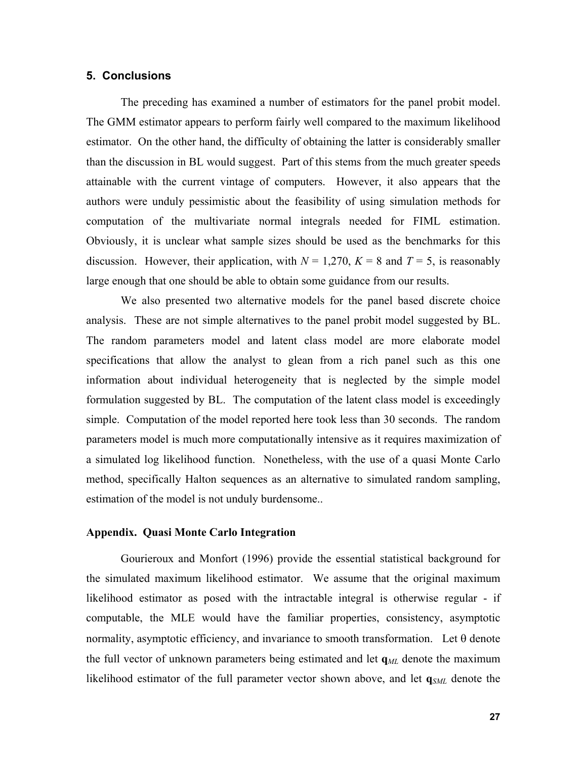## 5. Conclusions

The preceding has examined a number of estimators for the panel probit model. The GMM estimator appears to perform fairly well compared to the maximum likelihood estimator. On the other hand, the difficulty of obtaining the latter is considerably smaller than the discussion in BL would suggest. Part of this stems from the much greater speeds attainable with the current vintage of computers. However, it also appears that the authors were unduly pessimistic about the feasibility of using simulation methods for computation of the multivariate normal integrals needed for FIML estimation. Obviously, it is unclear what sample sizes should be used as the benchmarks for this discussion. However, their application, with $N$ = 1,270, $K$ = 8 and $T$ = 5, is reasonably large enough that one should be able to obtain some guidance from our results.

We also presented two alternative models for the panel based discrete choice analysis. These are not simple alternatives to the panel probit model suggested by BL. The random parameters model and latent class model are more elaborate model specifications that allow the analyst to glean from a rich panel such as this one information about individual heterogeneity that is neglected by the simple model formulation suggested by BL. The computation of the latent class model is exceedingly simple. Computation of the model reported here took less than 30 seconds. The random parameters model is much more computationally intensive as it requires maximization of a simulated log likelihood function. Nonetheless, with the use of a quasi Monte Carlo method, specifically Halton sequences as an alternative to simulated random sampling, estimation of the model is not unduly burdensome..

### Appendix. Quasi Monte Carlo Integration

Gourieroux and Monfort (1996) provide the essential statistical background for the simulated maximum likelihood estimator. We assume that the original maximum likelihood estimator as posed with the intractable integral is otherwise regular - if computable, the MLE would have the familiar properties, consistency, asymptotic normality, asymptotic efficiency, and invariance to smooth transformation. Let θ denote the full vector of unknown parameters being estimated and let $\mathbf{q}_{ML}$ denote the maximum likelihood estimator of the full parameter vector shown above, and let $\mathbf{q}_{SML}$ denote the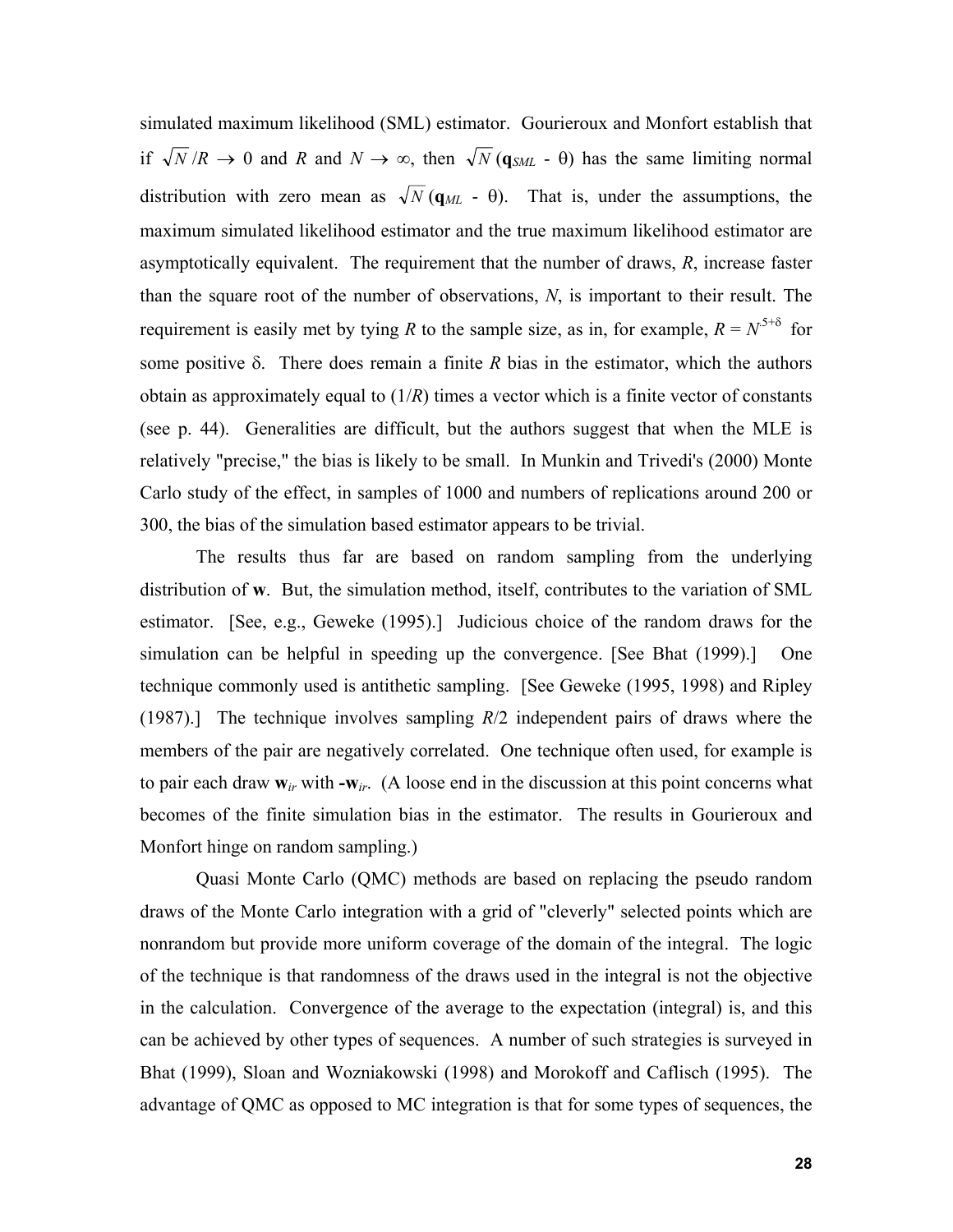simulated maximum likelihood (SML) estimator. Gourieroux and Monfort establish that if $\sqrt{N}/R \to 0$ and $R$ and $N \to \infty$, then $\sqrt{N}(\mathbf{q}_{SML} - \theta)$ has the same limiting normal distribution with zero mean as $\sqrt{N}(\mathbf{q}_{ML} - \theta)$. That is, under the assumptions, the maximum simulated likelihood estimator and the true maximum likelihood estimator are asymptotically equivalent. The requirement that the number of draws, $R$, increase faster than the square root of the number of observations, $N$, is important to their result. The requirement is easily met by tying $R$ to the sample size, as in, for example, $R = N^{.5+\delta}$ for some positive $\delta$. There does remain a finite $R$ bias in the estimator, which the authors obtain as approximately equal to $(1/R)$ times a vector which is a finite vector of constants (see p. 44). Generalities are difficult, but the authors suggest that when the MLE is relatively "precise," the bias is likely to be small. In Munkin and Trivedi's (2000) Monte Carlo study of the effect, in samples of 1000 and numbers of replications around 200 or 300, the bias of the simulation based estimator appears to be trivial.

The results thus far are based on random sampling from the underlying distribution of $\mathbf{w}$. But, the simulation method, itself, contributes to the variation of SML estimator. [See, e.g., Geweke (1995).] Judicious choice of the random draws for the simulation can be helpful in speeding up the convergence. [See Bhat (1999).] One technique commonly used is antithetic sampling. [See Geweke (1995, 1998) and Ripley (1987).] The technique involves sampling $R/2$ independent pairs of draws where the members of the pair are negatively correlated. One technique often used, for example is to pair each draw $\mathbf{w}_{ir}$ with $-\mathbf{w}_{ir}$. (A loose end in the discussion at this point concerns what becomes of the finite simulation bias in the estimator. The results in Gourieroux and Monfort hinge on random sampling.)

Quasi Monte Carlo (QMC) methods are based on replacing the pseudo random draws of the Monte Carlo integration with a grid of "cleverly" selected points which are nonrandom but provide more uniform coverage of the domain of the integral. The logic of the technique is that randomness of the draws used in the integral is not the objective in the calculation. Convergence of the average to the expectation (integral) is, and this can be achieved by other types of sequences. A number of such strategies is surveyed in Bhat (1999), Sloan and Wozniakowski (1998) and Morokoff and Caflisch (1995). The advantage of QMC as opposed to MC integration is that for some types of sequences, the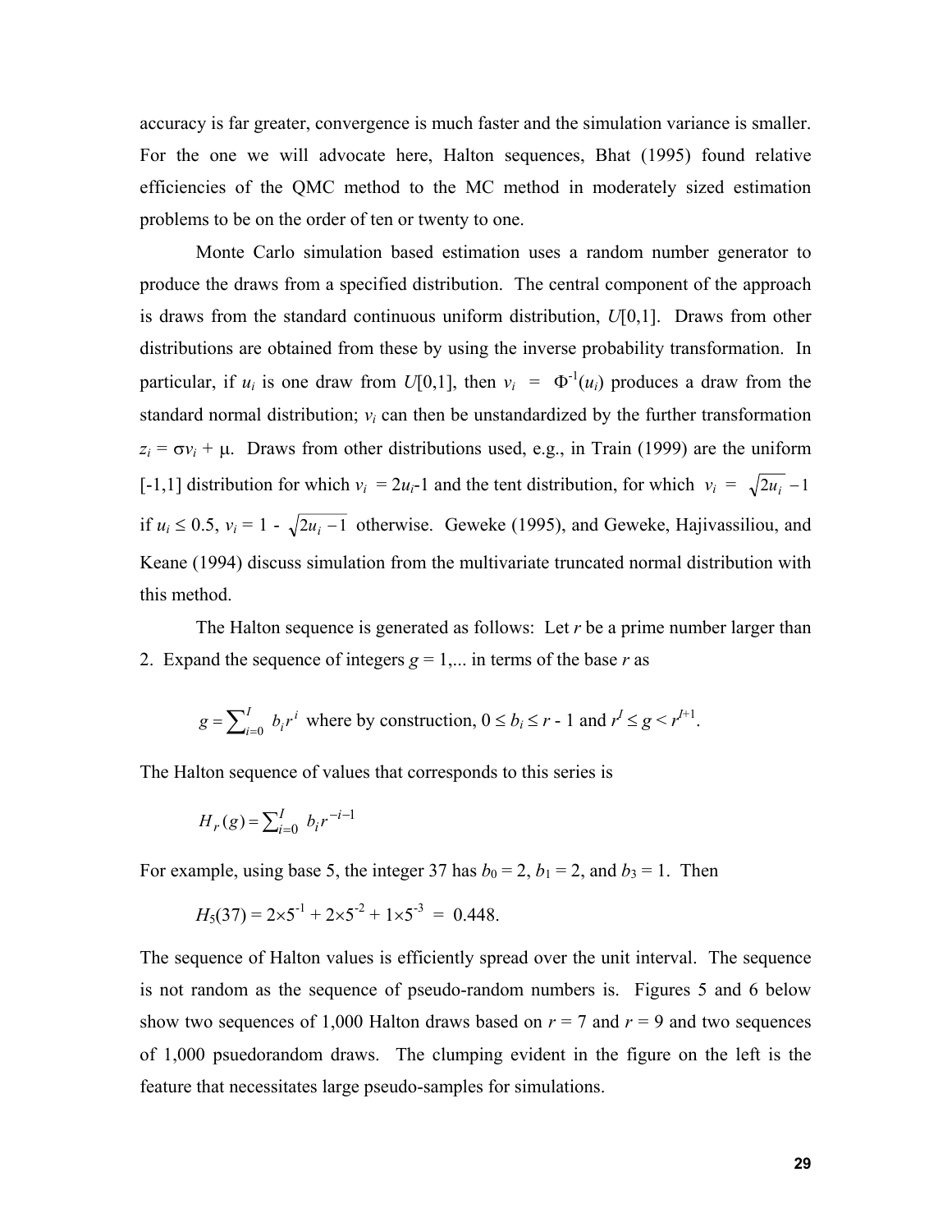accuracy is far greater, convergence is much faster and the simulation variance is smaller. For the one we will advocate here, Halton sequences, Bhat (1995) found relative efficiencies of the QMC method to the MC method in moderately sized estimation problems to be on the order of ten or twenty to one.

Monte Carlo simulation based estimation uses a random number generator to produce the draws from a specified distribution. The central component of the approach is draws from the standard continuous uniform distribution, $U[0,1]$. Draws from other distributions are obtained from these by using the inverse probability transformation. In particular, if $u_i$ is one draw from $U[0,1]$, then $v_i = \Phi^{-1}(u_i)$ produces a draw from the standard normal distribution; $v_i$ can then be unstandardized by the further transformation $z_i = \sigma v_i + \mu$. Draws from other distributions used, e.g., in Train (1999) are the uniform $[-1,1]$ distribution for which $v_i = 2u_i - 1$ and the tent distribution, for which $v_i = \sqrt{2u_i} - 1$ if $u_i \leq 0.5$, $v_i = 1 - \sqrt{2u_i - 1}$ otherwise. Geweke (1995), and Geweke, Hajivassiliou, and Keane (1994) discuss simulation from the multivariate truncated normal distribution with this method.

The Halton sequence is generated as follows: Let $r$ be a prime number larger than 2. Expand the sequence of integers $g = 1,...$ in terms of the base $r$ as

$$g = \sum_{i=0}^{I} b_i r^i \text{ where by construction, } 0 \leq b_i \leq r - 1 \text{ and } r^I \leq g < r^{I+1}.$$

The Halton sequence of values that corresponds to this series is

$$H_r(g) = \sum_{i=0}^{I} b_i r^{-i-1}$$

For example, using base 5, the integer 37 has $b_0 = 2$, $b_1 = 2$, and $b_3 = 1$. Then

$$H_5(37) = 2\times5^{-1} + 2\times5^{-2} + 1\times5^{-3} = 0.448.$$

The sequence of Halton values is efficiently spread over the unit interval. The sequence is not random as the sequence of pseudo-random numbers is. Figures 5 and 6 below show two sequences of 1,000 Halton draws based on $r = 7$ and $r = 9$ and two sequences of 1,000 psuedorandom draws. The clumping evident in the figure on the left is the feature that necessitates large pseudo-samples for simulations.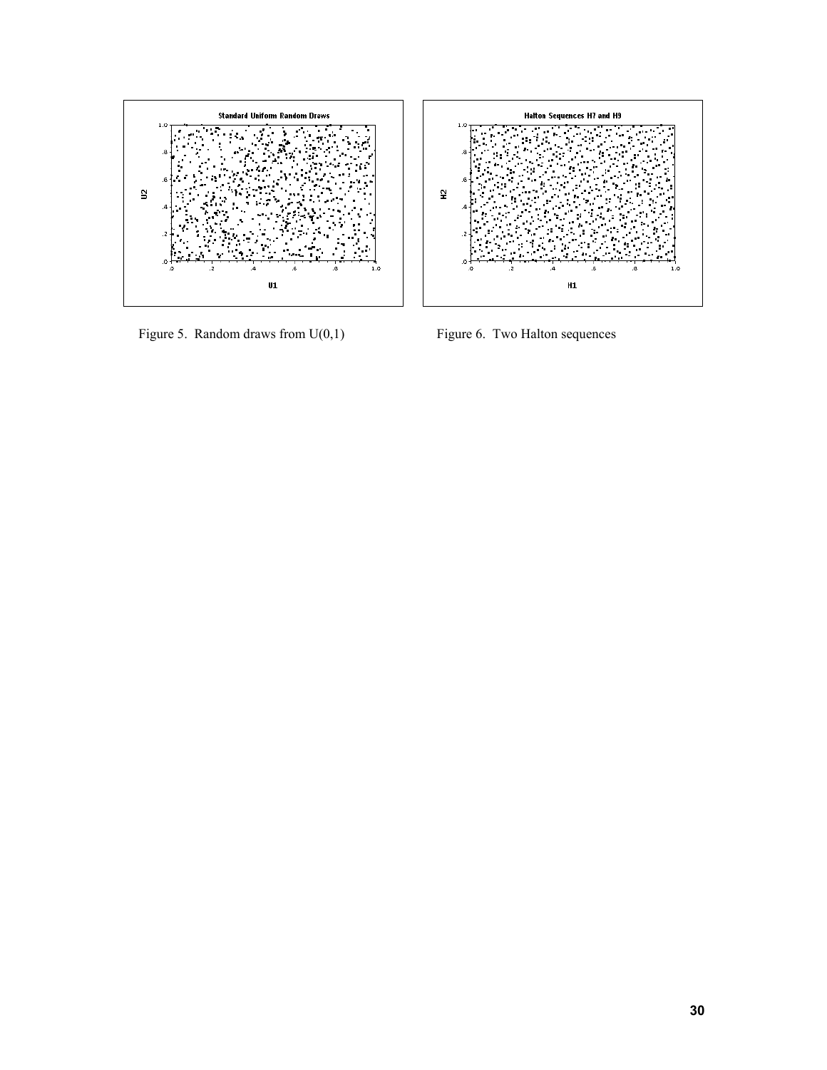Figure 5. Random draws from U(0,1)

Figure 6. Two Halton sequences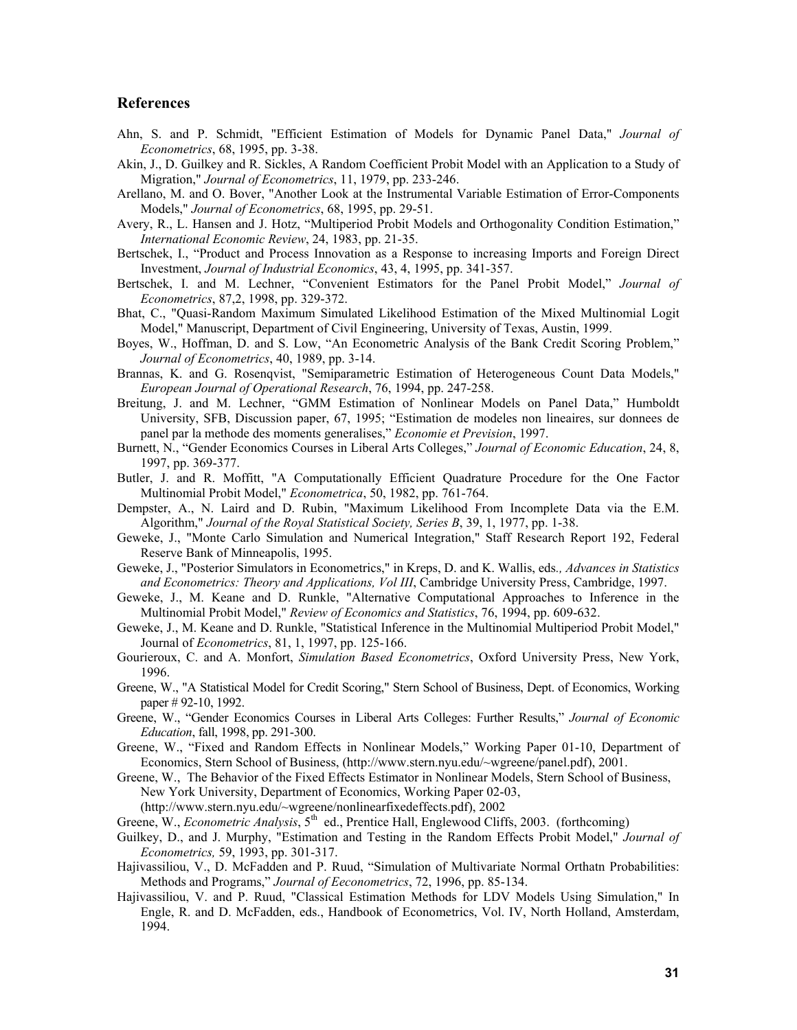## References

Ahn, S. and P. Schmidt, "Efficient Estimation of Models for Dynamic Panel Data," *Journal of Econometrics*, 68, 1995, pp. 3-38.

Akin, J., D. Guilkey and R. Sickles, A Random Coefficient Probit Model with an Application to a Study of Migration," *Journal of Econometrics*, 11, 1979, pp. 233-246.

Arellano, M. and O. Bover, "Another Look at the Instrumental Variable Estimation of Error-Components Models," *Journal of Econometrics*, 68, 1995, pp. 29-51.

Avery, R., L. Hansen and J. Hotz, "Multiperiod Probit Models and Orthogonality Condition Estimation," *International Economic Review*, 24, 1983, pp. 21-35.

Bertschek, I., "Product and Process Innovation as a Response to increasing Imports and Foreign Direct Investment, *Journal of Industrial Economics*, 43, 4, 1995, pp. 341-357.

Bertschek, I. and M. Lechner, "Convenient Estimators for the Panel Probit Model," *Journal of Econometrics*, 87,2, 1998, pp. 329-372.

Bhat, C., "Quasi-Random Maximum Simulated Likelihood Estimation of the Mixed Multinomial Logit Model," Manuscript, Department of Civil Engineering, University of Texas, Austin, 1999.

Boyes, W., Hoffman, D. and S. Low, "An Econometric Analysis of the Bank Credit Scoring Problem," *Journal of Econometrics*, 40, 1989, pp. 3-14.

Brannas, K. and G. Rosenqvist, "Semiparametric Estimation of Heterogeneous Count Data Models," *European Journal of Operational Research*, 76, 1994, pp. 247-258.

Breitung, J. and M. Lechner, "GMM Estimation of Nonlinear Models on Panel Data," Humboldt University, SFB, Discussion paper, 67, 1995; "Estimation de modeles non lineaires, sur donnees de panel par la methode des moments generalises," *Economie et Prevision*, 1997.

Burnett, N., "Gender Economics Courses in Liberal Arts Colleges," *Journal of Economic Education*, 24, 8, 1997, pp. 369-377.

Butler, J. and R. Moffitt, "A Computationally Efficient Quadrature Procedure for the One Factor Multinomial Probit Model," *Econometrica*, 50, 1982, pp. 761-764.

Dempster, A., N. Laird and D. Rubin, "Maximum Likelihood From Incomplete Data via the E.M. Algorithm," *Journal of the Royal Statistical Society, Series B*, 39, 1, 1977, pp. 1-38.

Geweke, J., "Monte Carlo Simulation and Numerical Integration," Staff Research Report 192, Federal Reserve Bank of Minneapolis, 1995.

Geweke, J., "Posterior Simulators in Econometrics," in Kreps, D. and K. Wallis, eds*., Advances in Statistics and Econometrics: Theory and Applications, Vol III*, Cambridge University Press, Cambridge, 1997.

Geweke, J., M. Keane and D. Runkle, "Alternative Computational Approaches to Inference in the Multinomial Probit Model," *Review of Economics and Statistics*, 76, 1994, pp. 609-632.

Geweke, J., M. Keane and D. Runkle, "Statistical Inference in the Multinomial Multiperiod Probit Model," Journal of *Econometrics*, 81, 1, 1997, pp. 125-166.

Gourieroux, C. and A. Monfort, *Simulation Based Econometrics*, Oxford University Press, New York, 1996.

Greene, W., "A Statistical Model for Credit Scoring," Stern School of Business, Dept. of Economics, Working paper # 92-10, 1992.

Greene, W., "Gender Economics Courses in Liberal Arts Colleges: Further Results," *Journal of Economic Education*, fall, 1998, pp. 291-300.

Greene, W., "Fixed and Random Effects in Nonlinear Models," Working Paper 01-10, Department of Economics, Stern School of Business, (http://www.stern.nyu.edu/~wgreene/panel.pdf), 2001.

Greene, W., The Behavior of the Fixed Effects Estimator in Nonlinear Models, Stern School of Business, New York University, Department of Economics, Working Paper 02-03, (http://www.stern.nyu.edu/~wgreene/nonlinearfixedeffects.pdf), 2002

Greene, W., *Econometric Analysis*, 5th ed., Prentice Hall, Englewood Cliffs, 2003. (forthcoming)

Guilkey, D., and J. Murphy, "Estimation and Testing in the Random Effects Probit Model," *Journal of Econometrics,* 59, 1993, pp. 301-317.

Hajivassiliou, V., D. McFadden and P. Ruud, "Simulation of Multivariate Normal Orthatn Probabilities: Methods and Programs," *Journal of Eeconometrics*, 72, 1996, pp. 85-134.

Hajivassiliou, V. and P. Ruud, "Classical Estimation Methods for LDV Models Using Simulation," In Engle, R. and D. McFadden, eds., Handbook of Econometrics, Vol. IV, North Holland, Amsterdam, 1994.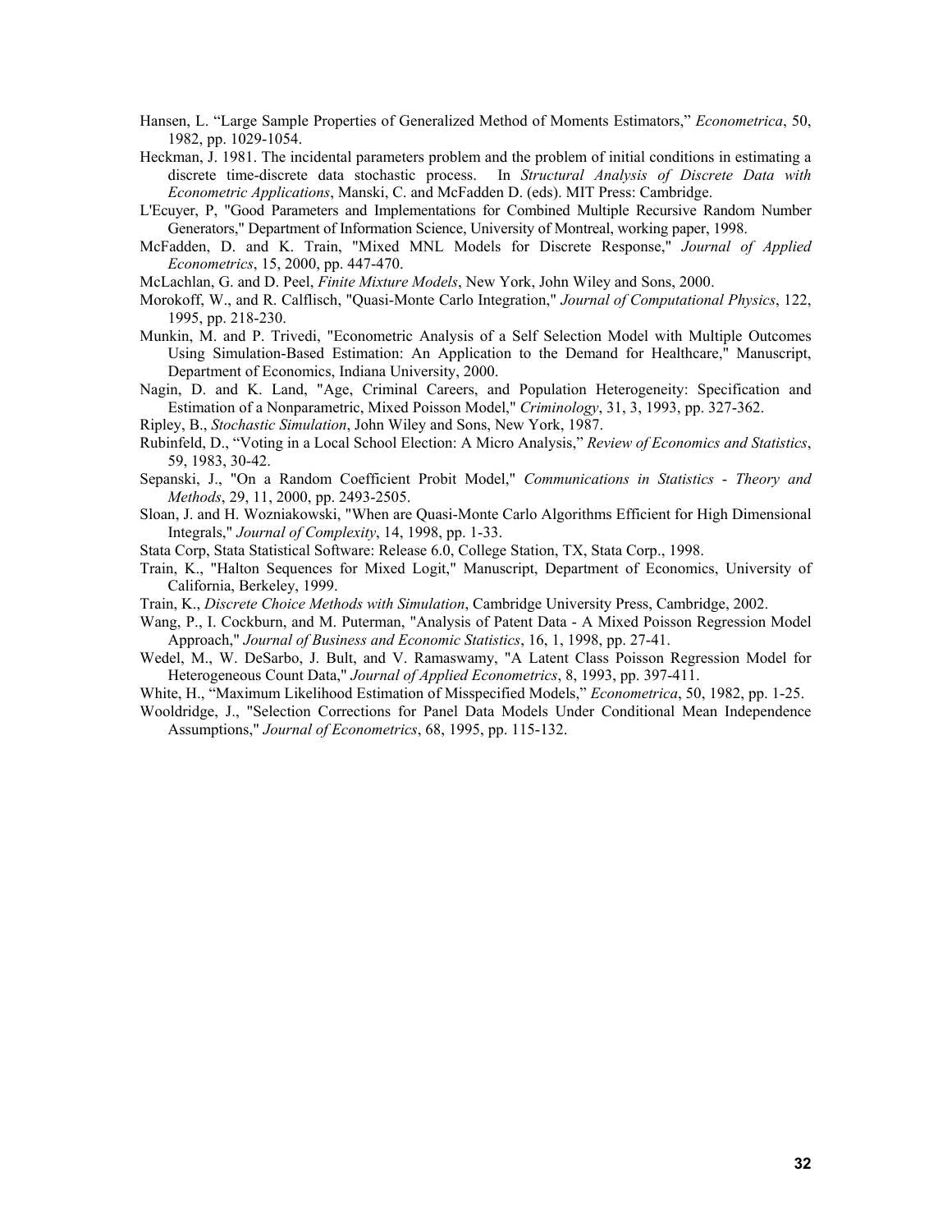Hansen, L. "Large Sample Properties of Generalized Method of Moments Estimators," *Econometrica*, 50, 1982, pp. 1029-1054.

Heckman, J. 1981. The incidental parameters problem and the problem of initial conditions in estimating a discrete time-discrete data stochastic process. In *Structural Analysis of Discrete Data with Econometric Applications*, Manski, C. and McFadden D. (eds). MIT Press: Cambridge.

L'Ecuyer, P, "Good Parameters and Implementations for Combined Multiple Recursive Random Number Generators," Department of Information Science, University of Montreal, working paper, 1998.

McFadden, D. and K. Train, "Mixed MNL Models for Discrete Response," *Journal of Applied Econometrics*, 15, 2000, pp. 447-470.

McLachlan, G. and D. Peel, *Finite Mixture Models*, New York, John Wiley and Sons, 2000.

Morokoff, W., and R. Calflisch, "Quasi-Monte Carlo Integration," *Journal of Computational Physics*, 122, 1995, pp. 218-230.

Munkin, M. and P. Trivedi, "Econometric Analysis of a Self Selection Model with Multiple Outcomes Using Simulation-Based Estimation: An Application to the Demand for Healthcare," Manuscript, Department of Economics, Indiana University, 2000.

Nagin, D. and K. Land, "Age, Criminal Careers, and Population Heterogeneity: Specification and Estimation of a Nonparametric, Mixed Poisson Model," *Criminology*, 31, 3, 1993, pp. 327-362.

Ripley, B., *Stochastic Simulation*, John Wiley and Sons, New York, 1987.

Rubinfeld, D., "Voting in a Local School Election: A Micro Analysis," *Review of Economics and Statistics*, 59, 1983, 30-42.

Sepanski, J., "On a Random Coefficient Probit Model," *Communications in Statistics - Theory and Methods*, 29, 11, 2000, pp. 2493-2505.

Sloan, J. and H. Wozniakowski, "When are Quasi-Monte Carlo Algorithms Efficient for High Dimensional Integrals," *Journal of Complexity*, 14, 1998, pp. 1-33.

Stata Corp, Stata Statistical Software: Release 6.0, College Station, TX, Stata Corp., 1998.

Train, K., "Halton Sequences for Mixed Logit," Manuscript, Department of Economics, University of California, Berkeley, 1999.

Train, K., *Discrete Choice Methods with Simulation*, Cambridge University Press, Cambridge, 2002.

Wang, P., I. Cockburn, and M. Puterman, "Analysis of Patent Data - A Mixed Poisson Regression Model Approach," *Journal of Business and Economic Statistics*, 16, 1, 1998, pp. 27-41.

Wedel, M., W. DeSarbo, J. Bult, and V. Ramaswamy, "A Latent Class Poisson Regression Model for Heterogeneous Count Data," *Journal of Applied Econometrics*, 8, 1993, pp. 397-411.

White, H., "Maximum Likelihood Estimation of Misspecified Models," *Econometrica*, 50, 1982, pp. 1-25.

Wooldridge, J., "Selection Corrections for Panel Data Models Under Conditional Mean Independence Assumptions," *Journal of Econometrics*, 68, 1995, pp. 115-132.